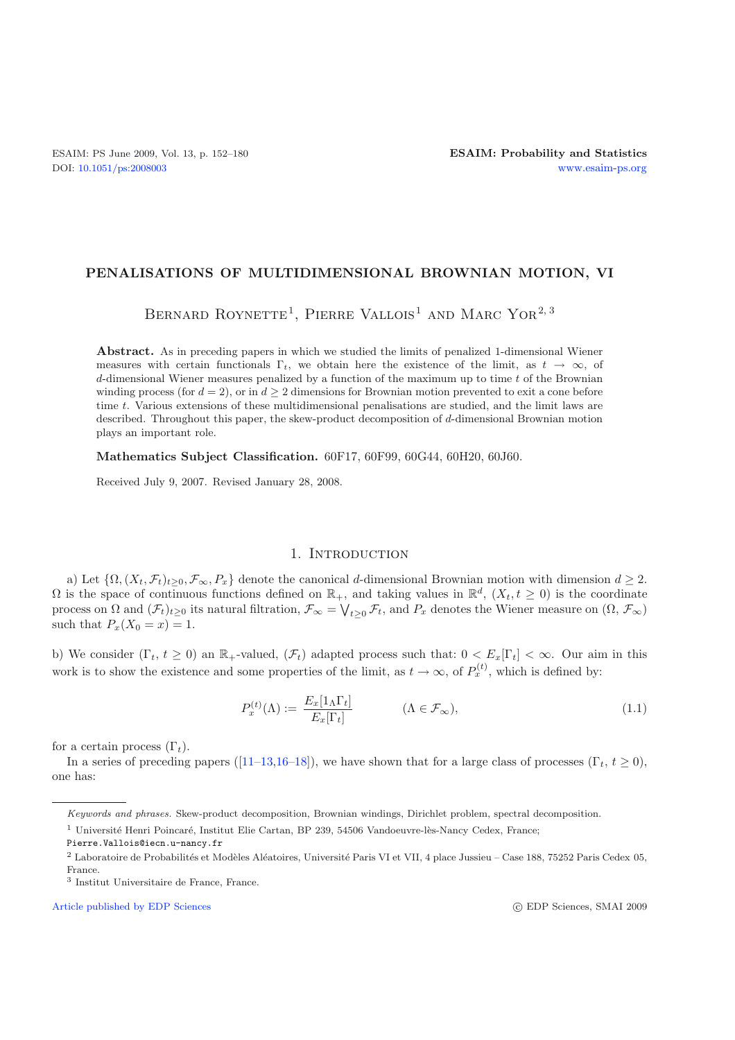# PENALISATIONS OF MULTIDIMENSIONAL BROWNIAN MOTION, VI

Bernard Roynette[1], Pierre Vallois[1] and Marc Yor[2, 3]

**Abstract.** As in preceding papers in which we studied the limits of penalized 1-dimensional Wiener measures with certain functionals $\Gamma_t$, we obtain here the existence of the limit, as $t \to \infty$, of $d$-dimensional Wiener measures penalized by a function of the maximum up to time $t$ of the Brownian winding process (for $d = 2$), or in $d \geq 2$ dimensions for Brownian motion prevented to exit a cone before time $t$. Various extensions of these multidimensional penalisations are studied, and the limit laws are described. Throughout this paper, the skew-product decomposition of $d$-dimensional Brownian motion plays an important role.

**Mathematics Subject Classification.** 60F17, 60F99, 60G44, 60H20, 60J60.

Received July 9, 2007. Revised January 28, 2008.

## 1. Introduction

a) Let $\{\Omega, (X_t, \mathcal{F}_t)_{t\geq 0}, \mathcal{F}_\infty, P_x\}$ denote the canonical $d$-dimensional Brownian motion with dimension $d \geq 2$. $\Omega$ is the space of continuous functions defined on $\mathbb{R}_+$, and taking values in $\mathbb{R}^d$, $(X_t, t \geq 0)$ is the coordinate process on $\Omega$ and $(\mathcal{F}_t)_{t\geq 0}$ its natural filtration, $\mathcal{F}_\infty = \bigvee_{t\geq 0} \mathcal{F}_t$, and $P_x$ denotes the Wiener measure on $(\Omega, \mathcal{F}_\infty)$ such that $P_x(X_0 = x) = 1$.

b) We consider $(\Gamma_t, t \geq 0)$ an $\mathbb{R}_+$-valued, $(\mathcal{F}_t)$ adapted process such that: $0 < E_x[\Gamma_t] < \infty$. Our aim in this work is to show the existence and some properties of the limit, as $t \to \infty$, of $P_x^{(t)}$, which is defined by:

$$P_x^{(t)}(\Lambda) := \frac{E_x[1_\Lambda \Gamma_t]}{E_x[\Gamma_t]} \qquad (\Lambda \in \mathcal{F}_\infty), \tag{1.1}$$

for a certain process $(\Gamma_t)$.

In a series of preceding papers ([11–13,16–18]), we have shown that for a large class of processes $(\Gamma_t, t \geq 0)$, one has:

---

*Keywords and phrases.* Skew-product decomposition, Brownian windings, Dirichlet problem, spectral decomposition.

[1] Université Henri Poincaré, Institut Elie Cartan, BP 239, 54506 Vandoeuvre-lès-Nancy Cedex, France; Pierre.Vallois@iecn.u-nancy.fr

[2] Laboratoire de Probabilités et Modèles Aléatoires, Université Paris VI et VII, 4 place Jussieu – Case 188, 75252 Paris Cedex 05, France.

[3] Institut Universitaire de France, France.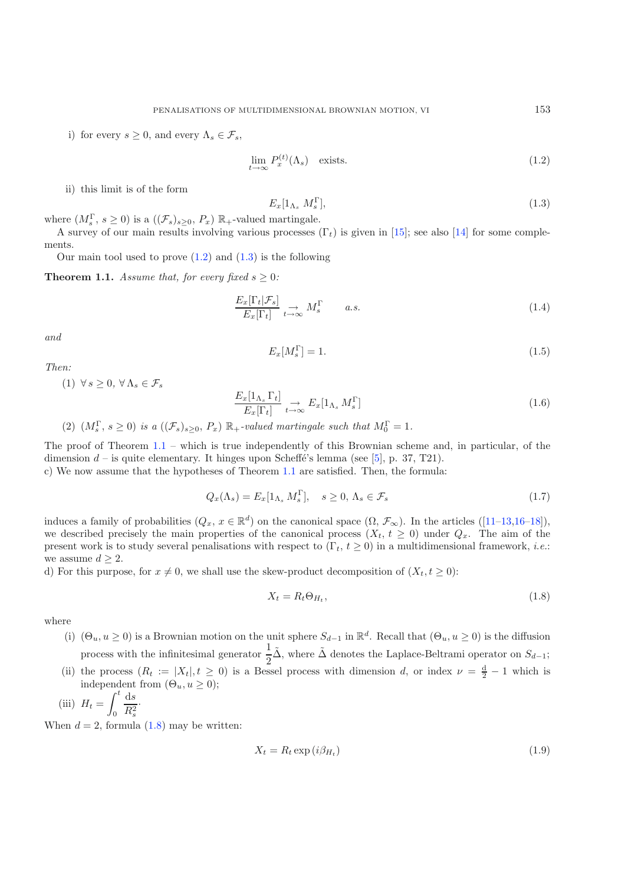i) for every $s \geq 0$, and every $\Lambda_s \in \mathcal{F}_s$,

$$\lim_{t\to\infty} P_x^{(t)}(\Lambda_s) \quad \text{exists.} \tag{1.2}$$

ii) this limit is of the form

$$E_x[1_{\Lambda_s}\, M_s^\Gamma], \tag{1.3}$$

where $(M_s^\Gamma,\, s \geq 0)$ is a $((\mathcal{F}_s)_{s\geq 0},\, P_x)$ $\mathbb{R}_+$-valued martingale.

A survey of our main results involving various processes $(\Gamma_t)$ is given in [15]; see also [14] for some complements.

Our main tool used to prove (1.2) and (1.3) is the following

**Theorem 1.1.** *Assume that, for every fixed $s \geq 0$:*

$$\frac{E_x[\Gamma_t|\mathcal{F}_s]}{E_x[\Gamma_t]} \underset{t\to\infty}{\rightarrow} M_s^\Gamma \qquad a.s. \tag{1.4}$$

*and*

$$E_x[M_s^\Gamma] = 1. \tag{1.5}$$

*Then:*

(1) $\forall\, s \geq 0$, $\forall\, \Lambda_s \in \mathcal{F}_s$

$$\frac{E_x[1_{\Lambda_s}\,\Gamma_t]}{E_x[\Gamma_t]} \underset{t\to\infty}{\rightarrow} E_x[1_{\Lambda_s}\, M_s^\Gamma] \tag{1.6}$$

(2) *$(M_s^\Gamma,\, s \geq 0)$ is a $((\mathcal{F}_s)_{s\geq 0},\, P_x)$ $\mathbb{R}_+$-valued martingale such that $M_0^\Gamma = 1$.*

The proof of Theorem 1.1 – which is true independently of this Brownian scheme and, in particular, of the dimension $d$ – is quite elementary. It hinges upon Scheffé's lemma (see [5], p. 37, T21).

c) We now assume that the hypotheses of Theorem 1.1 are satisfied. Then, the formula:

$$Q_x(\Lambda_s) = E_x[1_{\Lambda_s}\, M_s^\Gamma], \quad s \geq 0,\, \Lambda_s \in \mathcal{F}_s \tag{1.7}$$

induces a family of probabilities $(Q_x,\, x \in \mathbb{R}^d)$ on the canonical space $(\Omega, \mathcal{F}_\infty)$. In the articles ([11–13,16–18]), we described precisely the main properties of the canonical process $(X_t,\, t \geq 0)$ under $Q_x$. The aim of the present work is to study several penalisations with respect to $(\Gamma_t,\, t \geq 0)$ in a multidimensional framework, *i.e.*: we assume $d \geq 2$.

d) For this purpose, for $x \neq 0$, we shall use the skew-product decomposition of $(X_t, t \geq 0)$:

$$X_t = R_t \Theta_{H_t}, \tag{1.8}$$

where

(i) $(\Theta_u, u \geq 0)$ is a Brownian motion on the unit sphere $S_{d-1}$ in $\mathbb{R}^d$. Recall that $(\Theta_u, u \geq 0)$ is the diffusion process with the infinitesimal generator $\frac{1}{2}\tilde{\Delta}$, where $\tilde{\Delta}$ denotes the Laplace-Beltrami operator on $S_{d-1}$;

(ii) the process $(R_t := |X_t|, t \geq 0)$ is a Bessel process with dimension $d$, or index $\nu = \frac{d}{2} - 1$ which is independent from $(\Theta_u, u \geq 0)$;

(iii) $H_t = \displaystyle\int_0^t \frac{\mathrm{d}s}{R_s^2}\cdot$

When $d = 2$, formula (1.8) may be written:

$$X_t = R_t \exp\left(i\beta_{H_t}\right) \tag{1.9}$$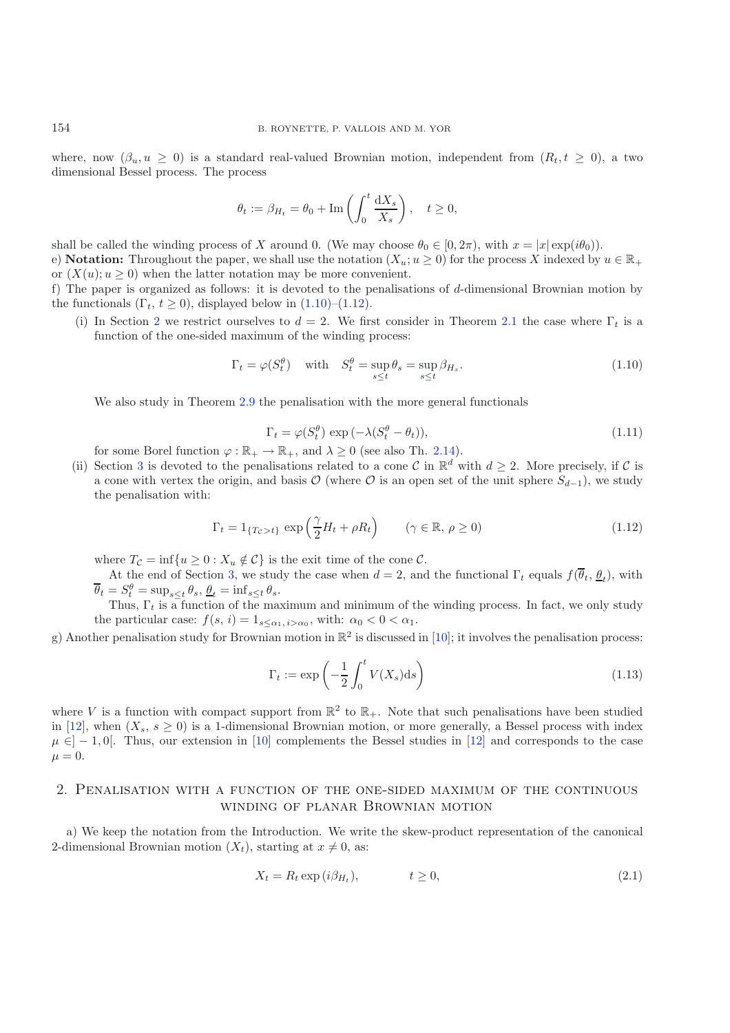where, now $(\beta_u, u \geq 0)$ is a standard real-valued Brownian motion, independent from $(R_t, t \geq 0)$, a two dimensional Bessel process. The process

$$\theta_t := \beta_{H_t} = \theta_0 + \mathrm{Im}\left(\int_0^t \frac{\mathrm{d}X_s}{X_s}\right), \quad t \geq 0,$$

shall be called the winding process of $X$ around 0. (We may choose $\theta_0 \in [0, 2\pi)$, with $x = |x| \exp(i\theta_0)$).

e) **Notation:** Throughout the paper, we shall use the notation $(X_u; u \geq 0)$ for the process $X$ indexed by $u \in \mathbb{R}_+$ or $(X(u); u \geq 0)$ when the latter notation may be more convenient.

f) The paper is organized as follows: it is devoted to the penalisations of $d$-dimensional Brownian motion by the functionals $(\Gamma_t, t \geq 0)$, displayed below in (1.10)–(1.12).

(i) In Section 2 we restrict ourselves to $d = 2$. We first consider in Theorem 2.1 the case where $\Gamma_t$ is a function of the one-sided maximum of the winding process:

$$\Gamma_t = \varphi(S_t^\theta) \quad \text{with} \quad S_t^\theta = \sup_{s \leq t} \theta_s = \sup_{s \leq t} \beta_{H_s}. \tag{1.10}$$

We also study in Theorem 2.9 the penalisation with the more general functionals

$$\Gamma_t = \varphi(S_t^\theta) \exp\left(-\lambda(S_t^\theta - \theta_t)\right), \tag{1.11}$$

for some Borel function $\varphi : \mathbb{R}_+ \to \mathbb{R}_+$, and $\lambda \geq 0$ (see also Th. 2.14).

(ii) Section 3 is devoted to the penalisations related to a cone $\mathcal{C}$ in $\mathbb{R}^d$ with $d \geq 2$. More precisely, if $\mathcal{C}$ is a cone with vertex the origin, and basis $\mathcal{O}$ (where $\mathcal{O}$ is an open set of the unit sphere $S_{d-1}$), we study the penalisation with:

$$\Gamma_t = 1_{\{T_\mathcal{C} > t\}} \exp\left(\frac{\gamma}{2} H_t + \rho R_t\right) \qquad (\gamma \in \mathbb{R},\ \rho \geq 0) \tag{1.12}$$

where $T_\mathcal{C} = \inf\{u \geq 0 : X_u \notin \mathcal{C}\}$ is the exit time of the cone $\mathcal{C}$.

At the end of Section 3, we study the case when $d = 2$, and the functional $\Gamma_t$ equals $f(\overline{\theta}_t, \underline{\theta}_t)$, with $\overline{\theta}_t = S_t^\theta = \sup_{s \leq t} \theta_s$, $\underline{\theta}_t = \inf_{s \leq t} \theta_s$.

Thus, $\Gamma_t$ is a function of the maximum and minimum of the winding process. In fact, we only study the particular case: $f(s, i) = 1_{s \leq \alpha_1,\, i > \alpha_0}$, with: $\alpha_0 < 0 < \alpha_1$.

g) Another penalisation study for Brownian motion in $\mathbb{R}^2$ is discussed in [10]; it involves the penalisation process:

$$\Gamma_t := \exp\left(-\frac{1}{2}\int_0^t V(X_s)\mathrm{d}s\right) \tag{1.13}$$

where $V$ is a function with compact support from $\mathbb{R}^2$ to $\mathbb{R}_+$. Note that such penalisations have been studied in [12], when $(X_s, s \geq 0)$ is a 1-dimensional Brownian motion, or more generally, a Bessel process with index $\mu \in ]-1, 0[$. Thus, our extension in [10] complements the Bessel studies in [12] and corresponds to the case $\mu = 0$.

## 2. Penalisation with a function of the one-sided maximum of the continuous winding of planar Brownian motion

a) We keep the notation from the Introduction. We write the skew-product representation of the canonical 2-dimensional Brownian motion $(X_t)$, starting at $x \neq 0$, as:

$$X_t = R_t \exp\left(i\beta_{H_t}\right), \qquad t \geq 0, \tag{2.1}$$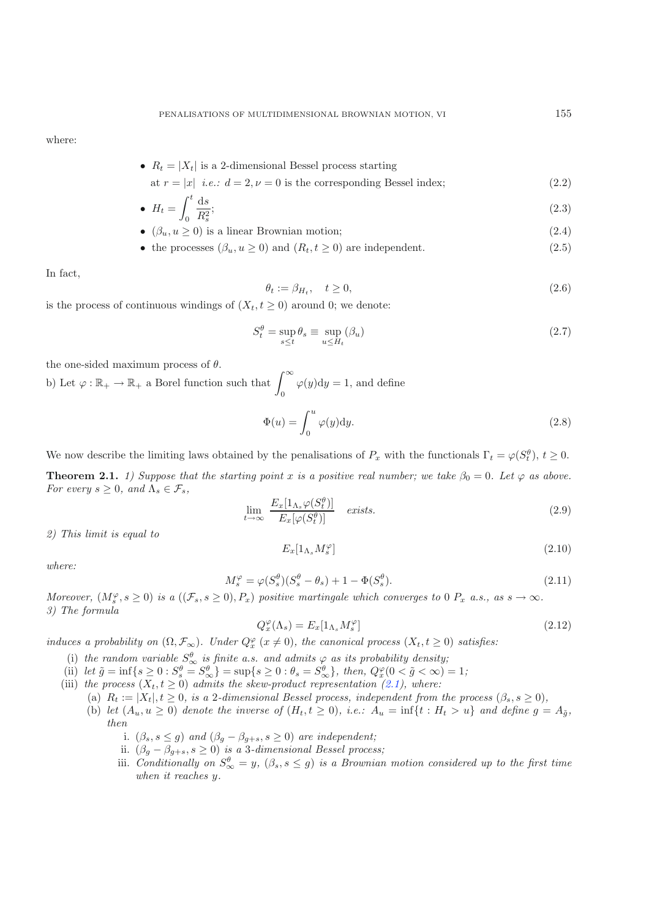where:

- $R_t = |X_t|$ is a 2-dimensional Bessel process starting at $r = |x|$ *i.e.:* $d = 2, \nu = 0$ is the corresponding Bessel index; (2.2)
- $H_t = \int_0^t \frac{\mathrm{d}s}{R_s^2}$; (2.3)
- $(\beta_u, u \geq 0)$ is a linear Brownian motion; (2.4)
- the processes $(\beta_u, u \geq 0)$ and $(R_t, t \geq 0)$ are independent. (2.5)

In fact,

$$\theta_t := \beta_{H_t}, \quad t \geq 0, \tag{2.6}$$

is the process of continuous windings of $(X_t, t \geq 0)$ around 0; we denote:

$$S_t^\theta = \sup_{s \leq t} \theta_s \equiv \sup_{u \leq H_t} (\beta_u) \tag{2.7}$$

the one-sided maximum process of $\theta$.

b) Let $\varphi : \mathbb{R}_+ \to \mathbb{R}_+$ a Borel function such that $\int_0^\infty \varphi(y)\mathrm{d}y = 1$, and define

$$\Phi(u) = \int_0^u \varphi(y)\mathrm{d}y. \tag{2.8}$$

We now describe the limiting laws obtained by the penalisations of $P_x$ with the functionals $\Gamma_t = \varphi(S_t^\theta)$, $t \geq 0$.

**Theorem 2.1.** *1) Suppose that the starting point $x$ is a positive real number; we take $\beta_0 = 0$. Let $\varphi$ as above. For every $s \geq 0$, and $\Lambda_s \in \mathcal{F}_s$,*

$$\lim_{t \to \infty} \frac{E_x[1_{\Lambda_s} \varphi(S_t^\theta)]}{E_x[\varphi(S_t^\theta)]} \quad \textit{exists.} \tag{2.9}$$

*2) This limit is equal to*

$$E_x[1_{\Lambda_s} M_s^\varphi] \tag{2.10}$$

*where:*

$$M_s^\varphi = \varphi(S_s^\theta)(S_s^\theta - \theta_s) + 1 - \Phi(S_s^\theta). \tag{2.11}$$

*Moreover, $(M_s^\varphi, s \geq 0)$ is a $((\mathcal{F}_s, s \geq 0), P_x)$ positive martingale which converges to 0 $P_x$ a.s., as $s \to \infty$.*
*3) The formula*

$$Q_x^\varphi(\Lambda_s) = E_x[1_{\Lambda_s} M_s^\varphi] \tag{2.12}$$

*induces a probability on $(\Omega, \mathcal{F}_\infty)$. Under $Q_x^\varphi$ $(x \neq 0)$, the canonical process $(X_t, t \geq 0)$ satisfies:*

(i) *the random variable $S_\infty^\theta$ is finite a.s. and admits $\varphi$ as its probability density;*
(ii) *let $\tilde{g} = \inf\{s \geq 0 : S_s^\theta = S_\infty^\theta\} = \sup\{s \geq 0 : \theta_s = S_\infty^\theta\}$, then, $Q_x^\varphi(0 < \tilde{g} < \infty) = 1$;*
(iii) *the process $(X_t, t \geq 0)$ admits the skew-product representation (2.1), where:*
  (a) *$R_t := |X_t|, t \geq 0$, is a 2-dimensional Bessel process, independent from the process $(\beta_s, s \geq 0)$,*
  (b) *let $(A_u, u \geq 0)$ denote the inverse of $(H_t, t \geq 0)$, i.e.: $A_u = \inf\{t : H_t > u\}$ and define $g = A_{\tilde{g}}$, then*
    i. *$(\beta_s, s \leq g)$ and $(\beta_g - \beta_{g+s}, s \geq 0)$ are independent;*
    ii. *$(\beta_g - \beta_{g+s}, s \geq 0)$ is a 3-dimensional Bessel process;*
    iii. *Conditionally on $S_\infty^\theta = y$, $(\beta_s, s \leq g)$ is a Brownian motion considered up to the first time when it reaches $y$.*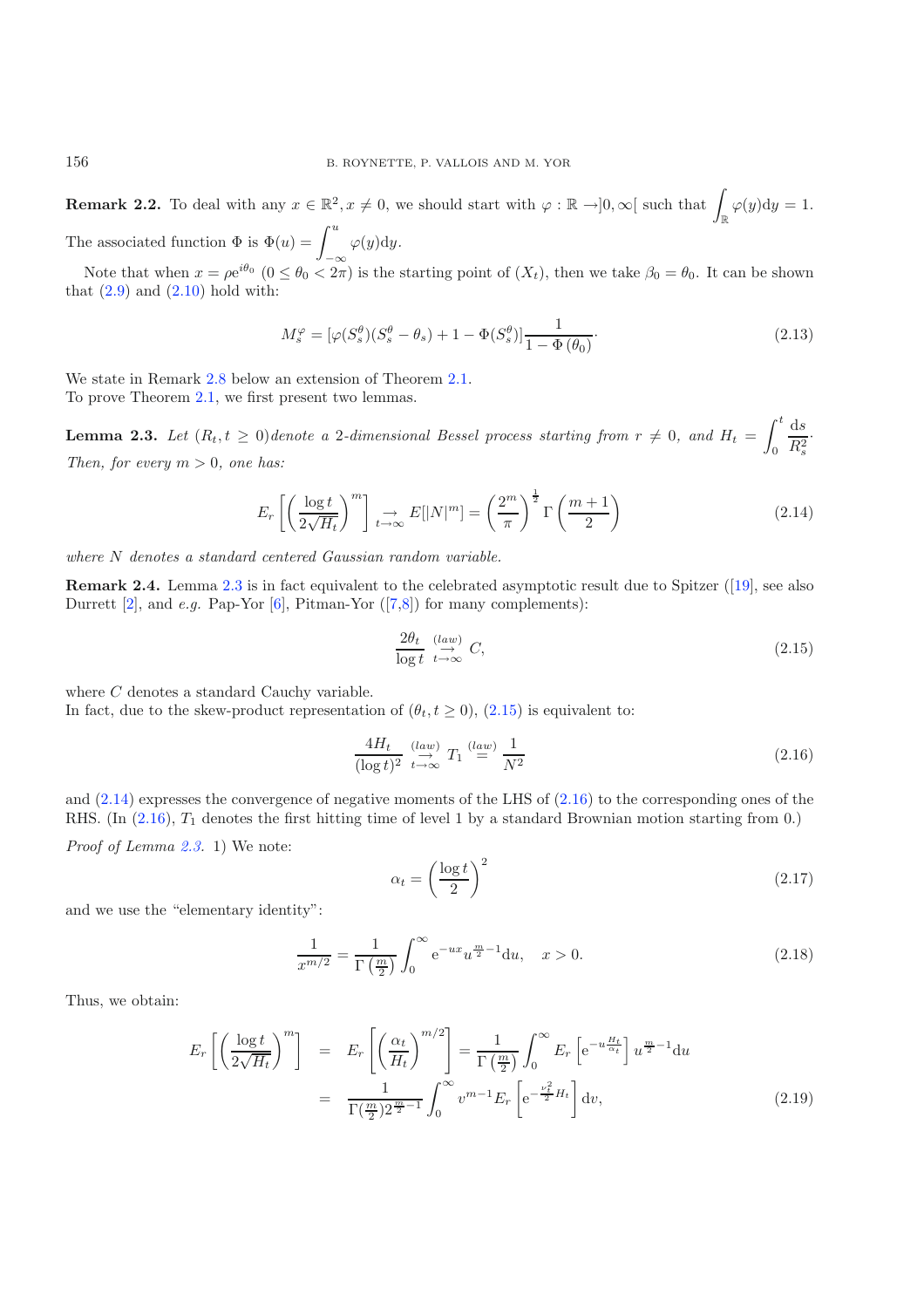**Remark 2.2.** To deal with any $x \in \mathbb{R}^2, x \neq 0$, we should start with $\varphi : \mathbb{R} \to ]0, \infty[$ such that $\int_{\mathbb{R}} \varphi(y)\mathrm{d}y = 1$. The associated function $\Phi$ is $\Phi(u) = \int_{-\infty}^{u} \varphi(y)\mathrm{d}y$.

Note that when $x = \rho e^{i\theta_0}$ $(0 \leq \theta_0 < 2\pi)$ is the starting point of $(X_t)$, then we take $\beta_0 = \theta_0$. It can be shown that (2.9) and (2.10) hold with:

$$M_s^{\varphi} = [\varphi(S_s^{\theta})(S_s^{\theta} - \theta_s) + 1 - \Phi(S_s^{\theta})] \frac{1}{1 - \Phi(\theta_0)} \cdot \tag{2.13}$$

We state in Remark 2.8 below an extension of Theorem 2.1.
To prove Theorem 2.1, we first present two lemmas.

**Lemma 2.3.** *Let $(R_t, t \geq 0)$denote a 2-dimensional Bessel process starting from $r \neq 0$, and $H_t = \int_0^t \frac{\mathrm{d}s}{R_s^2} \cdot$ Then, for every $m > 0$, one has:*

$$E_r\left[\left(\frac{\log t}{2\sqrt{H_t}}\right)^m\right] \underset{t\to\infty}{\to} E[|N|^m] = \left(\frac{2^m}{\pi}\right)^{\frac{1}{2}} \Gamma\left(\frac{m+1}{2}\right) \tag{2.14}$$

*where $N$ denotes a standard centered Gaussian random variable.*

**Remark 2.4.** Lemma 2.3 is in fact equivalent to the celebrated asymptotic result due to Spitzer ([19], see also Durrett [2], and *e.g.* Pap-Yor [6], Pitman-Yor ([7,8]) for many complements):

$$\frac{2\theta_t}{\log t} \underset{t\to\infty}{\overset{(law)}{\to}} C, \tag{2.15}$$

where $C$ denotes a standard Cauchy variable.
In fact, due to the skew-product representation of $(\theta_t, t \geq 0)$, (2.15) is equivalent to:

$$\frac{4H_t}{(\log t)^2} \underset{t\to\infty}{\overset{(law)}{\to}} T_1 \overset{(law)}{=} \frac{1}{N^2} \tag{2.16}$$

and (2.14) expresses the convergence of negative moments of the LHS of (2.16) to the corresponding ones of the RHS. (In (2.16), $T_1$ denotes the first hitting time of level 1 by a standard Brownian motion starting from 0.)

*Proof of Lemma 2.3.* 1) We note:

$$\alpha_t = \left(\frac{\log t}{2}\right)^2 \tag{2.17}$$

and we use the "elementary identity":

$$\frac{1}{x^{m/2}} = \frac{1}{\Gamma\left(\frac{m}{2}\right)} \int_0^{\infty} e^{-ux} u^{\frac{m}{2}-1} \mathrm{d}u, \quad x > 0. \tag{2.18}$$

Thus, we obtain:

$$\begin{aligned} E_r\left[\left(\frac{\log t}{2\sqrt{H_t}}\right)^m\right] &= E_r\left[\left(\frac{\alpha_t}{H_t}\right)^{m/2}\right] = \frac{1}{\Gamma\left(\frac{m}{2}\right)} \int_0^{\infty} E_r\left[e^{-u\frac{H_t}{\alpha_t}}\right] u^{\frac{m}{2}-1} \mathrm{d}u \\ &= \frac{1}{\Gamma(\frac{m}{2}) 2^{\frac{m}{2}-1}} \int_0^{\infty} v^{m-1} E_r\left[e^{-\frac{\nu_t^2}{2} H_t}\right] \mathrm{d}v, \end{aligned} \tag{2.19}$$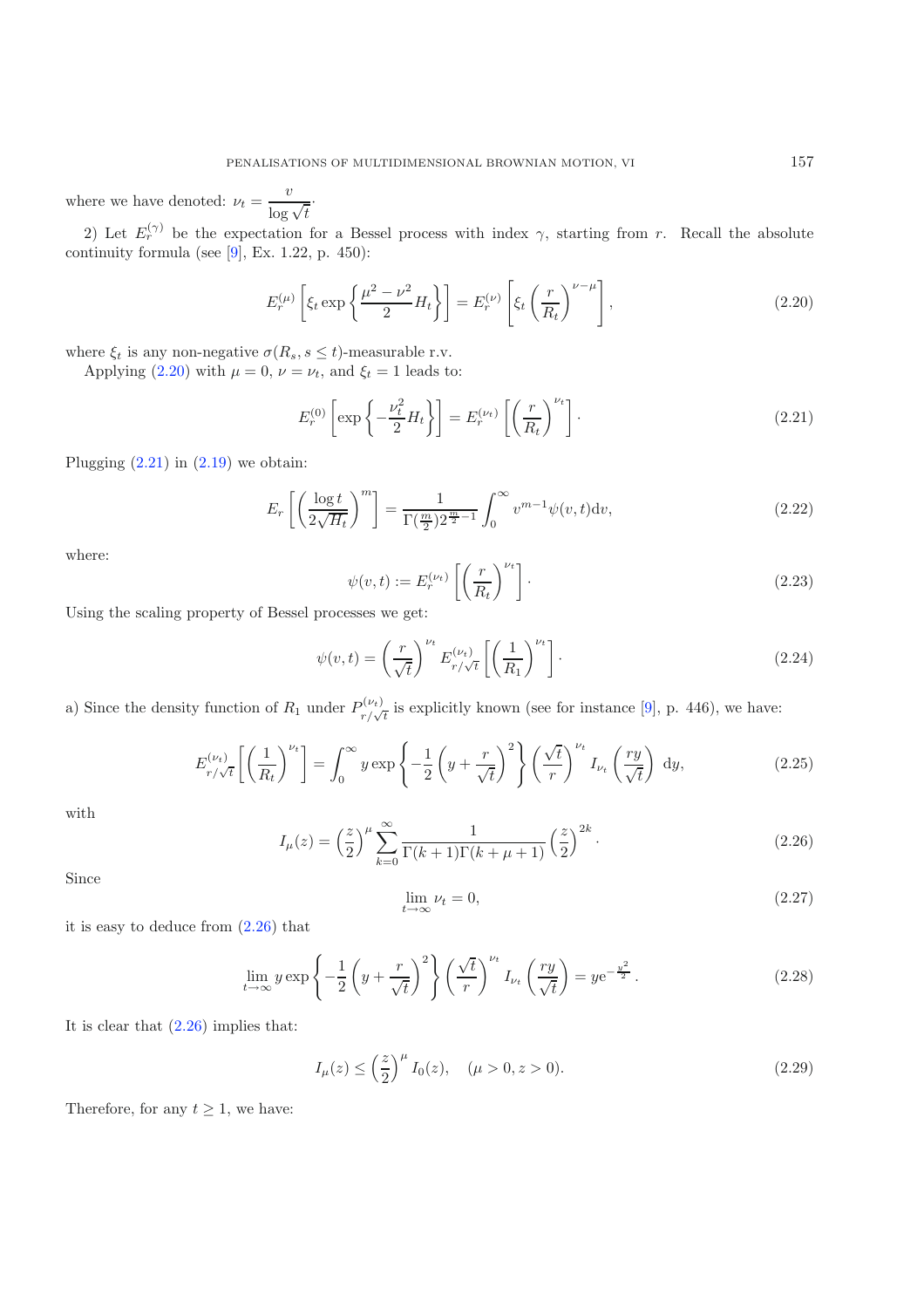where we have denoted: $\nu_t = \dfrac{v}{\log \sqrt{t}}$.

2) Let $E_r^{(\gamma)}$ be the expectation for a Bessel process with index $\gamma$, starting from $r$. Recall the absolute continuity formula (see [9], Ex. 1.22, p. 450):

$$E_r^{(\mu)}\left[\xi_t \exp\left\{\frac{\mu^2-\nu^2}{2}H_t\right\}\right] = E_r^{(\nu)}\left[\xi_t\left(\frac{r}{R_t}\right)^{\nu-\mu}\right], \tag{2.20}$$

where $\xi_t$ is any non-negative $\sigma(R_s, s \le t)$-measurable r.v.

Applying (2.20) with $\mu = 0$, $\nu = \nu_t$, and $\xi_t = 1$ leads to:

$$E_r^{(0)}\left[\exp\left\{-\frac{\nu_t^2}{2}H_t\right\}\right] = E_r^{(\nu_t)}\left[\left(\frac{r}{R_t}\right)^{\nu_t}\right]. \tag{2.21}$$

Plugging (2.21) in (2.19) we obtain:

$$E_r\left[\left(\frac{\log t}{2\sqrt{H_t}}\right)^m\right] = \frac{1}{\Gamma(\frac{m}{2})2^{\frac{m}{2}-1}}\int_0^\infty v^{m-1}\psi(v,t)\mathrm{d}v, \tag{2.22}$$

where:

$$\psi(v,t) := E_r^{(\nu_t)}\left[\left(\frac{r}{R_t}\right)^{\nu_t}\right]. \tag{2.23}$$

Using the scaling property of Bessel processes we get:

$$\psi(v,t) = \left(\frac{r}{\sqrt{t}}\right)^{\nu_t} E_{r/\sqrt{t}}^{(\nu_t)}\left[\left(\frac{1}{R_1}\right)^{\nu_t}\right]. \tag{2.24}$$

a) Since the density function of $R_1$ under $P_{r/\sqrt{t}}^{(\nu_t)}$ is explicitly known (see for instance [9], p. 446), we have:

$$E_{r/\sqrt{t}}^{(\nu_t)}\left[\left(\frac{1}{R_t}\right)^{\nu_t}\right] = \int_0^\infty y\exp\left\{-\frac{1}{2}\left(y+\frac{r}{\sqrt{t}}\right)^2\right\}\left(\frac{\sqrt{t}}{r}\right)^{\nu_t} I_{\nu_t}\left(\frac{ry}{\sqrt{t}}\right)\,\mathrm{d}y, \tag{2.25}$$

with

$$I_\mu(z) = \left(\frac{z}{2}\right)^\mu \sum_{k=0}^\infty \frac{1}{\Gamma(k+1)\Gamma(k+\mu+1)}\left(\frac{z}{2}\right)^{2k}. \tag{2.26}$$

Since

$$\lim_{t\to\infty} \nu_t = 0, \tag{2.27}$$

it is easy to deduce from (2.26) that

$$\lim_{t\to\infty} y\exp\left\{-\frac{1}{2}\left(y+\frac{r}{\sqrt{t}}\right)^2\right\}\left(\frac{\sqrt{t}}{r}\right)^{\nu_t} I_{\nu_t}\left(\frac{ry}{\sqrt{t}}\right) = y\mathrm{e}^{-\frac{y^2}{2}}. \tag{2.28}$$

It is clear that (2.26) implies that:

$$I_\mu(z) \le \left(\frac{z}{2}\right)^\mu I_0(z), \quad (\mu > 0, z > 0). \tag{2.29}$$

Therefore, for any $t \ge 1$, we have: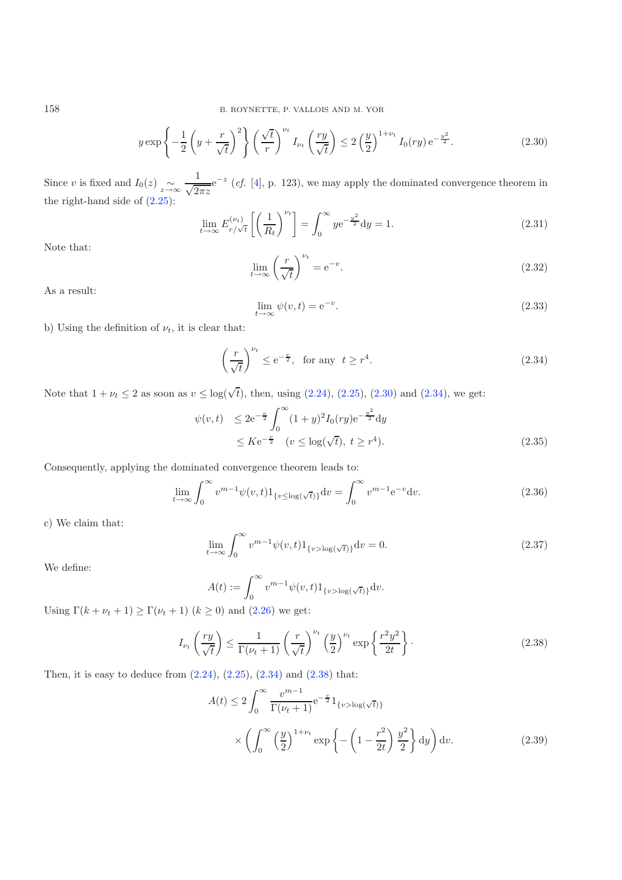$$y \exp\left\{-\frac{1}{2}\left(y+\frac{r}{\sqrt{t}}\right)^2\right\}\left(\frac{\sqrt{t}}{r}\right)^{\nu_t} I_{\nu_t}\left(\frac{ry}{\sqrt{t}}\right) \leq 2\left(\frac{y}{2}\right)^{1+\nu_t} I_0(ry)\,\mathrm{e}^{-\frac{y^2}{2}}. \tag{2.30}$$

Since $v$ is fixed and $I_0(z) \underset{z\to\infty}{\sim} \dfrac{1}{\sqrt{2\pi z}}\mathrm{e}^{-z}$ (*cf.* [4], p. 123), we may apply the dominated convergence theorem in the right-hand side of (2.25):

$$\lim_{t\to\infty} E^{(\nu_t)}_{r/\sqrt{t}}\left[\left(\frac{1}{R_t}\right)^{\nu_t}\right] = \int_0^\infty y\mathrm{e}^{-\frac{y^2}{2}}\mathrm{d}y = 1. \tag{2.31}$$

Note that:

$$\lim_{t\to\infty}\left(\frac{r}{\sqrt{t}}\right)^{\nu_t} = \mathrm{e}^{-v}. \tag{2.32}$$

As a result:

$$\lim_{t\to\infty}\psi(v,t) = \mathrm{e}^{-v}. \tag{2.33}$$

b) Using the definition of $\nu_t$, it is clear that:

$$\left(\frac{r}{\sqrt{t}}\right)^{\nu_t} \leq \mathrm{e}^{-\frac{v}{2}}, \quad \text{for any} \quad t \geq r^4. \tag{2.34}$$

Note that $1+\nu_t \leq 2$ as soon as $v \leq \log(\sqrt{t})$, then, using (2.24), (2.25), (2.30) and (2.34), we get:

$$\begin{aligned}\psi(v,t) &\leq 2\mathrm{e}^{-\frac{v}{2}}\int_0^\infty (1+y)^2 I_0(ry)\mathrm{e}^{-\frac{y^2}{2}}\mathrm{d}y \\ &\leq K\mathrm{e}^{-\frac{v}{2}} \quad (v \leq \log(\sqrt{t}),\ t \geq r^4).\end{aligned} \tag{2.35}$$

Consequently, applying the dominated convergence theorem leads to:

$$\lim_{t\to\infty}\int_0^\infty v^{m-1}\psi(v,t)1_{\{v\leq\log(\sqrt{t})\}}\mathrm{d}v = \int_0^\infty v^{m-1}\mathrm{e}^{-v}\mathrm{d}v. \tag{2.36}$$

c) We claim that:

$$\lim_{t\to\infty}\int_0^\infty v^{m-1}\psi(v,t)1_{\{v>\log(\sqrt{t})\}}\mathrm{d}v = 0. \tag{2.37}$$

We define:

$$A(t) := \int_0^\infty v^{m-1}\psi(v,t)1_{\{v>\log(\sqrt{t})\}}\mathrm{d}v.$$

Using $\Gamma(k+\nu_t+1) \geq \Gamma(\nu_t+1)$ $(k \geq 0)$ and (2.26) we get:

$$I_{\nu_t}\left(\frac{ry}{\sqrt{t}}\right) \leq \frac{1}{\Gamma(\nu_t+1)}\left(\frac{r}{\sqrt{t}}\right)^{\nu_t}\left(\frac{y}{2}\right)^{\nu_t}\exp\left\{\frac{r^2y^2}{2t}\right\}. \tag{2.38}$$

Then, it is easy to deduce from (2.24), (2.25), (2.34) and (2.38) that:

$$\begin{aligned}A(t) \leq 2\int_0^\infty &\frac{v^{m-1}}{\Gamma(\nu_t+1)}\mathrm{e}^{-\frac{v}{2}}1_{\{v>\log(\sqrt{t})\}} \\ &\times\left(\int_0^\infty\left(\frac{y}{2}\right)^{1+\nu_t}\exp\left\{-\left(1-\frac{r^2}{2t}\right)\frac{y^2}{2}\right\}\mathrm{d}y\right)\mathrm{d}v.\end{aligned} \tag{2.39}$$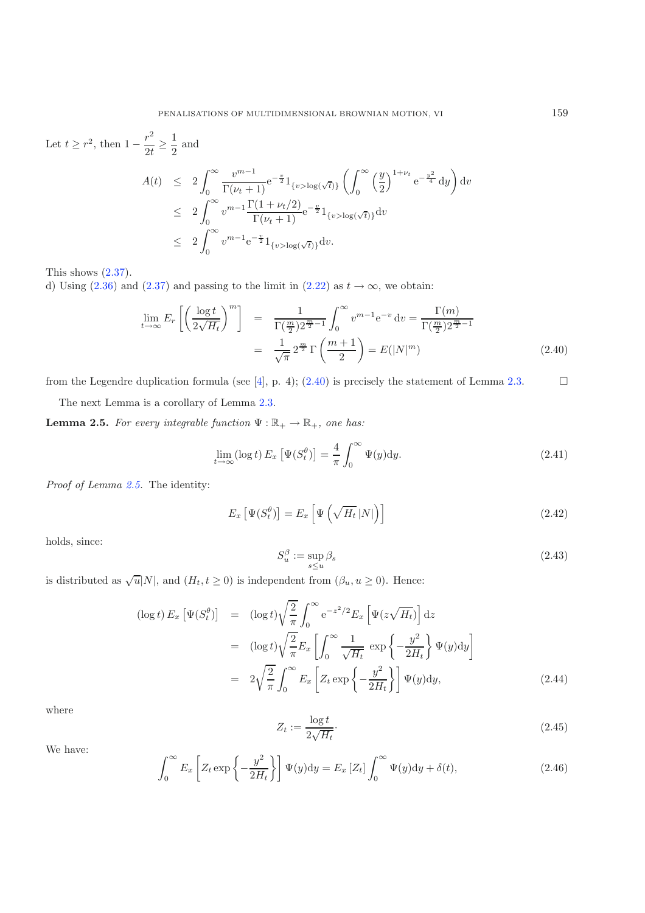Let $t \geq r^2$, then $1 - \dfrac{r^2}{2t} \geq \dfrac{1}{2}$ and

$$
\begin{aligned}
A(t) &\leq 2\int_0^\infty \frac{v^{m-1}}{\Gamma(\nu_t+1)} \mathrm{e}^{-\frac{v}{2}} 1_{\{v > \log(\sqrt{t})\}} \left( \int_0^\infty \left(\frac{y}{2}\right)^{1+\nu_t} \mathrm{e}^{-\frac{y^2}{4}}\, \mathrm{d}y \right) \mathrm{d}v \\
&\leq 2\int_0^\infty v^{m-1} \frac{\Gamma(1+\nu_t/2)}{\Gamma(\nu_t+1)} \mathrm{e}^{-\frac{v}{2}} 1_{\{v>\log(\sqrt{t})\}} \mathrm{d}v \\
&\leq 2\int_0^\infty v^{m-1} \mathrm{e}^{-\frac{v}{2}} 1_{\{v>\log(\sqrt{t})\}} \mathrm{d}v.
\end{aligned}
$$

This shows (2.37).

d) Using (2.36) and (2.37) and passing to the limit in (2.22) as $t \to \infty$, we obtain:

$$
\begin{aligned}
\lim_{t\to\infty} E_r\left[\left(\frac{\log t}{2\sqrt{H_t}}\right)^m\right] &= \frac{1}{\Gamma(\frac{m}{2})2^{\frac{m}{2}-1}} \int_0^\infty v^{m-1} \mathrm{e}^{-v}\, \mathrm{d}v = \frac{\Gamma(m)}{\Gamma(\frac{m}{2})2^{\frac{m}{2}-1}} \\
&= \frac{1}{\sqrt{\pi}} 2^{\frac{m}{2}}\, \Gamma\left(\frac{m+1}{2}\right) = E(|N|^m)
\end{aligned}
\tag{2.40}
$$

from the Legendre duplication formula (see [4], p. 4); (2.40) is precisely the statement of Lemma 2.3. □

The next Lemma is a corollary of Lemma 2.3.

**Lemma 2.5.** *For every integrable function $\Psi : \mathbb{R}_+ \to \mathbb{R}_+$, one has:*

$$
\lim_{t\to\infty} (\log t)\, E_x\left[\Psi(S_t^\theta)\right] = \frac{4}{\pi} \int_0^\infty \Psi(y)\mathrm{d}y. \tag{2.41}
$$

*Proof of Lemma 2.5.* The identity:

$$
E_x\left[\Psi(S_t^\theta)\right] = E_x\left[\Psi\left(\sqrt{H_t}\,|N|\right)\right] \tag{2.42}
$$

holds, since:

$$
S_u^\beta := \sup_{s\leq u} \beta_s \tag{2.43}
$$

is distributed as $\sqrt{u}|N|$, and $(H_t, t \geq 0)$ is independent from $(\beta_u, u \geq 0)$. Hence:

$$
\begin{aligned}
(\log t)\, E_x\left[\Psi(S_t^\theta)\right] &= (\log t)\sqrt{\frac{2}{\pi}} \int_0^\infty \mathrm{e}^{-z^2/2} E_x\left[\Psi(z\sqrt{H_t})\right] \mathrm{d}z \\
&= (\log t)\sqrt{\frac{2}{\pi}} E_x\left[\int_0^\infty \frac{1}{\sqrt{H_t}}\, \exp\left\{-\frac{y^2}{2H_t}\right\} \Psi(y)\mathrm{d}y\right] \\
&= 2\sqrt{\frac{2}{\pi}} \int_0^\infty E_x\left[Z_t \exp\left\{-\frac{y^2}{2H_t}\right\}\right] \Psi(y)\mathrm{d}y,
\end{aligned}
\tag{2.44}
$$

where

$$
Z_t := \frac{\log t}{2\sqrt{H_t}}. \tag{2.45}
$$

We have:

$$
\int_0^\infty E_x\left[Z_t \exp\left\{-\frac{y^2}{2H_t}\right\}\right] \Psi(y)\mathrm{d}y = E_x\left[Z_t\right] \int_0^\infty \Psi(y)\mathrm{d}y + \delta(t), \tag{2.46}
$$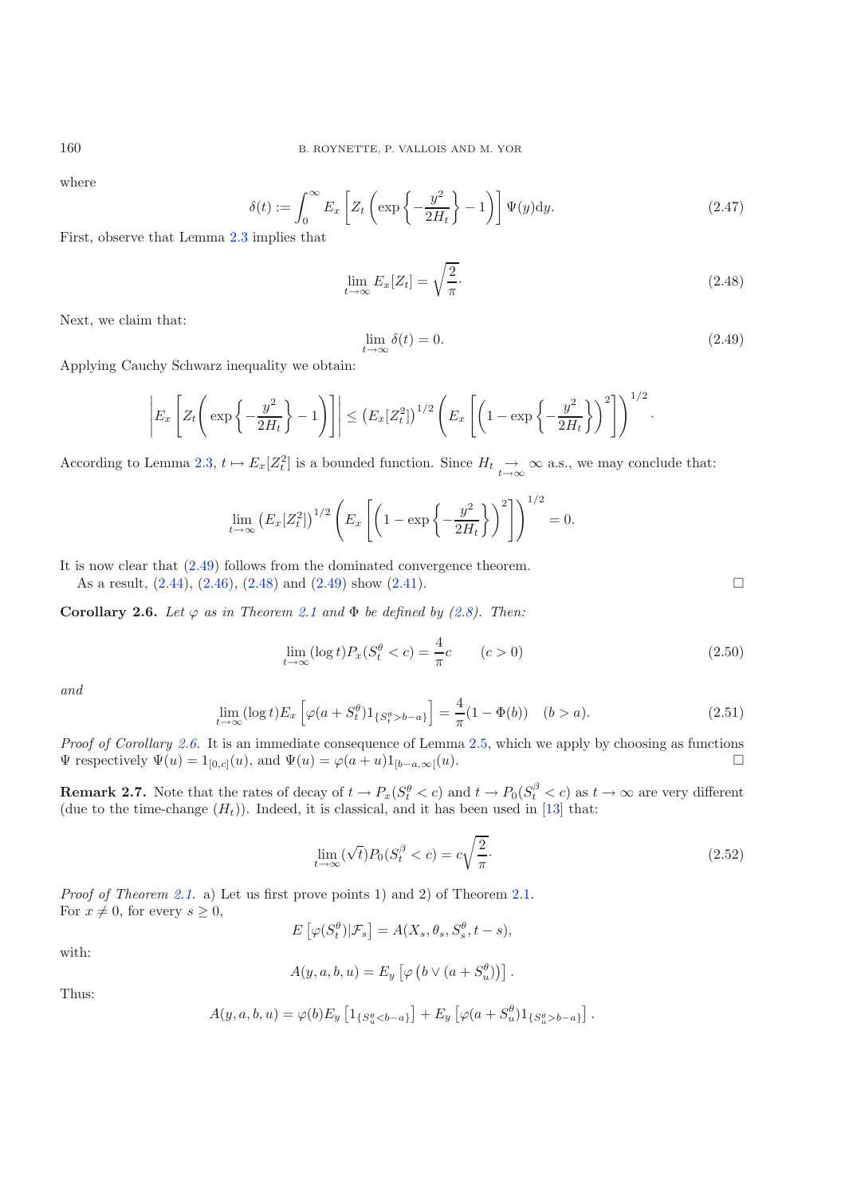where

$$\delta(t) := \int_0^\infty E_x\left[Z_t\left(\exp\left\{-\frac{y^2}{2H_t}\right\}-1\right)\right]\Psi(y)\mathrm{d}y. \tag{2.47}$$

First, observe that Lemma 2.3 implies that

$$\lim_{t\to\infty} E_x[Z_t] = \sqrt{\frac{2}{\pi}}\cdot \tag{2.48}$$

Next, we claim that:

$$\lim_{t\to\infty}\delta(t) = 0. \tag{2.49}$$

Applying Cauchy Schwarz inequality we obtain:

$$\left|E_x\left[Z_t\left(\exp\left\{-\frac{y^2}{2H_t}\right\}-1\right)\right]\right| \le \left(E_x[Z_t^2]\right)^{1/2}\left(E_x\left[\left(1-\exp\left\{-\frac{y^2}{2H_t}\right\}\right)^2\right]\right)^{1/2}.$$

According to Lemma 2.3, $t\mapsto E_x[Z_t^2]$ is a bounded function. Since $H_t \underset{t\to\infty}{\to} \infty$ a.s., we may conclude that:

$$\lim_{t\to\infty}\left(E_x[Z_t^2]\right)^{1/2}\left(E_x\left[\left(1-\exp\left\{-\frac{y^2}{2H_t}\right\}\right)^2\right]\right)^{1/2} = 0.$$

It is now clear that (2.49) follows from the dominated convergence theorem.

As a result, (2.44), (2.46), (2.48) and (2.49) show (2.41). □

**Corollary 2.6.** *Let $\varphi$ as in Theorem 2.1 and $\Phi$ be defined by (2.8). Then:*

$$\lim_{t\to\infty}(\log t)P_x(S_t^\theta < c) = \frac{4}{\pi}c \qquad (c>0) \tag{2.50}$$

*and*

$$\lim_{t\to\infty}(\log t)E_x\left[\varphi(a+S_t^\theta)1_{\{S_t^\theta > b-a\}}\right] = \frac{4}{\pi}(1-\Phi(b)) \quad (b>a). \tag{2.51}$$

*Proof of Corollary 2.6.* It is an immediate consequence of Lemma 2.5, which we apply by choosing as functions $\Psi$ respectively $\Psi(u) = 1_{[0,c]}(u)$, and $\Psi(u) = \varphi(a+u)1_{[b-a,\infty[}(u)$. □

**Remark 2.7.** Note that the rates of decay of $t\to P_x(S_t^\theta < c)$ and $t\to P_0(S_t^\beta < c)$ as $t\to\infty$ are very different (due to the time-change $(H_t)$). Indeed, it is classical, and it has been used in [13] that:

$$\lim_{t\to\infty}(\sqrt{t})P_0(S_t^\beta < c) = c\sqrt{\frac{2}{\pi}}\cdot \tag{2.52}$$

*Proof of Theorem 2.1.* a) Let us first prove points 1) and 2) of Theorem 2.1.
For $x \neq 0$, for every $s\ge 0$,

$$E\left[\varphi(S_t^\theta)|\mathcal{F}_s\right] = A(X_s,\theta_s,S_s^\theta,t-s),$$

with:

$$A(y,a,b,u) = E_y\left[\varphi\left(b\vee(a+S_u^\theta)\right)\right].$$

Thus:

$$A(y,a,b,u) = \varphi(b)E_y\left[1_{\{S_u^\theta < b-a\}}\right] + E_y\left[\varphi(a+S_u^\theta)1_{\{S_u^\theta > b-a\}}\right].$$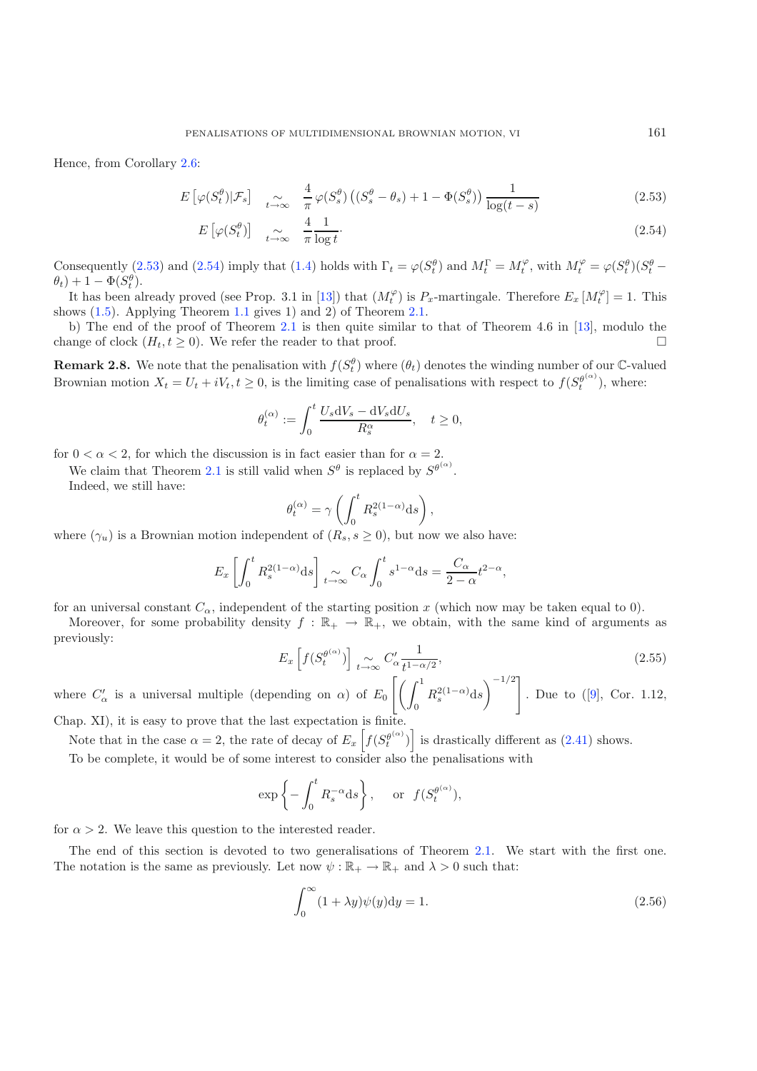Hence, from Corollary 2.6:

$$E\left[\varphi(S_t^\theta)|\mathcal{F}_s\right] \underset{t\to\infty}{\sim} \frac{4}{\pi}\,\varphi(S_s^\theta)\left((S_s^\theta-\theta_s)+1-\Phi(S_s^\theta)\right)\frac{1}{\log(t-s)} \tag{2.53}$$

$$E\left[\varphi(S_t^\theta)\right] \underset{t\to\infty}{\sim} \frac{4}{\pi}\frac{1}{\log t}\cdot \tag{2.54}$$

Consequently (2.53) and (2.54) imply that (1.4) holds with $\Gamma_t = \varphi(S_t^\theta)$ and $M_t^\Gamma = M_t^\varphi$, with $M_t^\varphi = \varphi(S_t^\theta)(S_t^\theta - \theta_t) + 1 - \Phi(S_t^\theta)$.

It has been already proved (see Prop. 3.1 in [13]) that $(M_t^\varphi)$ is $P_x$-martingale. Therefore $E_x\left[M_t^\varphi\right] = 1$. This shows (1.5). Applying Theorem 1.1 gives 1) and 2) of Theorem 2.1.

b) The end of the proof of Theorem 2.1 is then quite similar to that of Theorem 4.6 in [13], modulo the change of clock $(H_t, t \geq 0)$. We refer the reader to that proof. □

**Remark 2.8.** We note that the penalisation with $f(S_t^\theta)$ where $(\theta_t)$ denotes the winding number of our $\mathbb{C}$-valued Brownian motion $X_t = U_t + iV_t, t \geq 0$, is the limiting case of penalisations with respect to $f(S_t^{\theta^{(\alpha)}})$, where:

$$\theta_t^{(\alpha)} := \int_0^t \frac{U_s \mathrm{d}V_s - \mathrm{d}V_s \mathrm{d}U_s}{R_s^\alpha}, \quad t \geq 0,$$

for $0 < \alpha < 2$, for which the discussion is in fact easier than for $\alpha = 2$.

We claim that Theorem 2.1 is still valid when $S^\theta$ is replaced by $S^{\theta^{(\alpha)}}$.

Indeed, we still have:

$$\theta_t^{(\alpha)} = \gamma\left(\int_0^t R_s^{2(1-\alpha)}\mathrm{d}s\right),$$

where $(\gamma_u)$ is a Brownian motion independent of $(R_s, s \geq 0)$, but now we also have:

$$E_x\left[\int_0^t R_s^{2(1-\alpha)}\mathrm{d}s\right] \underset{t\to\infty}{\sim} C_\alpha \int_0^t s^{1-\alpha}\mathrm{d}s = \frac{C_\alpha}{2-\alpha}t^{2-\alpha},$$

for an universal constant $C_\alpha$, independent of the starting position $x$ (which now may be taken equal to 0).

Moreover, for some probability density $f : \mathbb{R}_+ \to \mathbb{R}_+$, we obtain, with the same kind of arguments as previously:

$$E_x\left[f(S_t^{\theta^{(\alpha)}})\right] \underset{t\to\infty}{\sim} C'_\alpha \frac{1}{t^{1-\alpha/2}}, \tag{2.55}$$

where $C'_\alpha$ is a universal multiple (depending on $\alpha$) of $E_0\left[\left(\int_0^1 R_s^{2(1-\alpha)}\mathrm{d}s\right)^{-1/2}\right]$. Due to ([9], Cor. 1.12, Chap. XI), it is easy to prove that the last expectation is finite.

Note that in the case $\alpha = 2$, the rate of decay of $E_x\left[f(S_t^{\theta^{(\alpha)}})\right]$ is drastically different as (2.41) shows.

To be complete, it would be of some interest to consider also the penalisations with

$$\exp\left\{-\int_0^t R_s^{-\alpha}\mathrm{d}s\right\}, \quad \text{or} \quad f(S_t^{\theta^{(\alpha)}}),$$

for $\alpha > 2$. We leave this question to the interested reader.

The end of this section is devoted to two generalisations of Theorem 2.1. We start with the first one. The notation is the same as previously. Let now $\psi : \mathbb{R}_+ \to \mathbb{R}_+$ and $\lambda > 0$ such that:

$$\int_0^\infty (1+\lambda y)\psi(y)\mathrm{d}y = 1. \tag{2.56}$$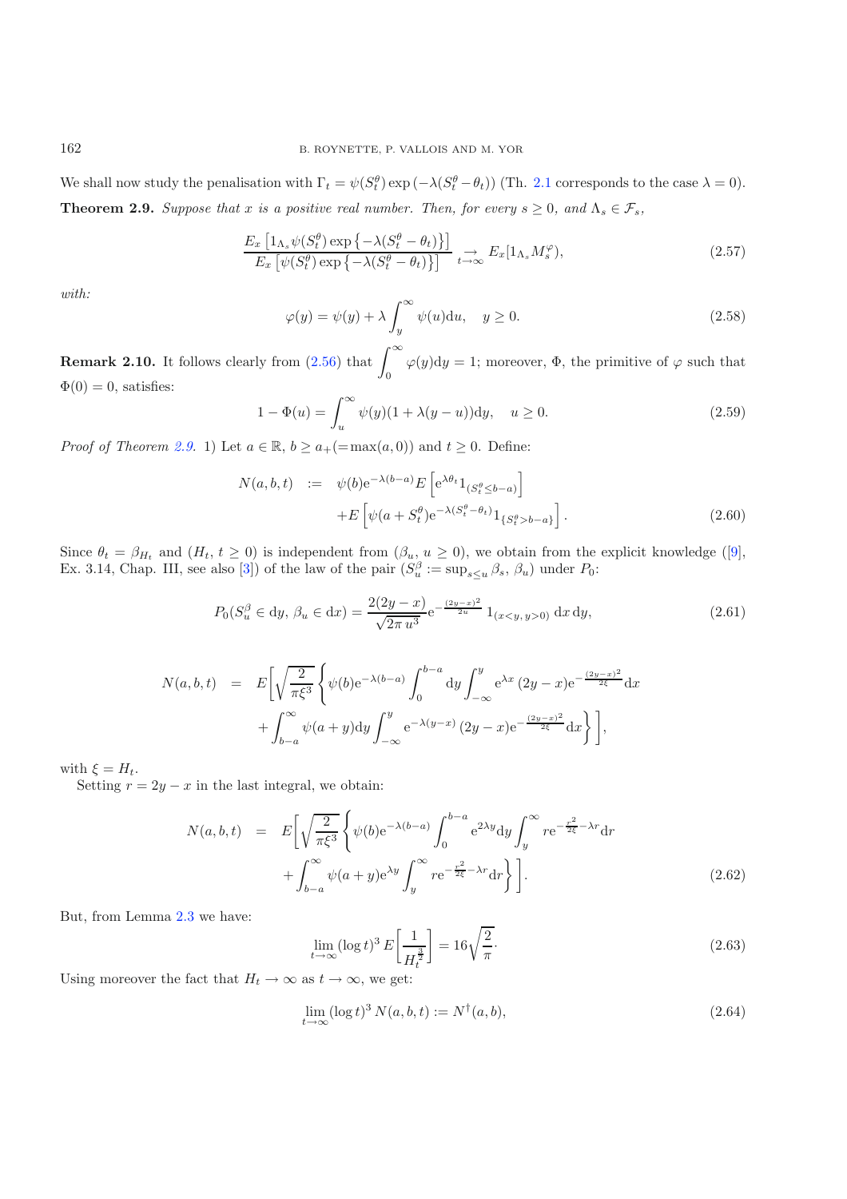We shall now study the penalisation with $\Gamma_t = \psi(S^\theta_t)\exp\left(-\lambda(S^\theta_t - \theta_t)\right)$ (Th. 2.1 corresponds to the case $\lambda = 0$).

**Theorem 2.9.** *Suppose that $x$ is a positive real number. Then, for every $s \geq 0$, and $\Lambda_s \in \mathcal{F}_s$,*

$$\frac{E_x\left[1_{\Lambda_s}\psi(S^\theta_t)\exp\left\{-\lambda(S^\theta_t - \theta_t)\right\}\right]}{E_x\left[\psi(S^\theta_t)\exp\left\{-\lambda(S^\theta_t - \theta_t)\right\}\right]} \underset{t\to\infty}{\to} E_x[1_{\Lambda_s}M^\varphi_s), \tag{2.57}$$

*with:*

$$\varphi(y) = \psi(y) + \lambda\int_y^\infty \psi(u)\mathrm{d}u, \quad y \geq 0. \tag{2.58}$$

**Remark 2.10.** It follows clearly from (2.56) that $\displaystyle\int_0^\infty \varphi(y)\mathrm{d}y = 1$; moreover, $\Phi$, the primitive of $\varphi$ such that $\Phi(0) = 0$, satisfies:

$$1 - \Phi(u) = \int_u^\infty \psi(y)(1 + \lambda(y-u))\mathrm{d}y, \quad u \geq 0. \tag{2.59}$$

*Proof of Theorem 2.9.* 1) Let $a \in \mathbb{R}$, $b \geq a_+ (= \max(a, 0))$ and $t \geq 0$. Define:

$$\begin{aligned} N(a,b,t) \;:=\; & \psi(b)\mathrm{e}^{-\lambda(b-a)}E\left[\mathrm{e}^{\lambda\theta_t}1_{(S^\theta_t \leq b-a)}\right] \\ & + E\left[\psi(a + S^\theta_t)\mathrm{e}^{-\lambda(S^\theta_t - \theta_t)}1_{\{S^\theta_t > b-a\}}\right]. \end{aligned} \tag{2.60}$$

Since $\theta_t = \beta_{H_t}$ and $(H_t, t \geq 0)$ is independent from $(\beta_u, u \geq 0)$, we obtain from the explicit knowledge ([9], Ex. 3.14, Chap. III, see also [3]) of the law of the pair $(S^\beta_u := \sup_{s\leq u}\beta_s,\, \beta_u)$ under $P_0$:

$$P_0(S^\beta_u \in \mathrm{d}y, \beta_u \in \mathrm{d}x) = \frac{2(2y-x)}{\sqrt{2\pi\, u^3}}\mathrm{e}^{-\frac{(2y-x)^2}{2u}}\,1_{(x<y,\, y>0)}\,\mathrm{d}x\,\mathrm{d}y, \tag{2.61}$$

$$\begin{aligned} N(a,b,t) \;=\; & E\Bigg[\sqrt{\frac{2}{\pi\xi^3}}\Bigg\{\psi(b)\mathrm{e}^{-\lambda(b-a)}\int_0^{b-a}\mathrm{d}y\int_{-\infty}^y \mathrm{e}^{\lambda x}\,(2y-x)\mathrm{e}^{-\frac{(2y-x)^2}{2\xi}}\mathrm{d}x \\ & + \int_{b-a}^\infty \psi(a+y)\mathrm{d}y\int_{-\infty}^y \mathrm{e}^{-\lambda(y-x)}\,(2y-x)\mathrm{e}^{-\frac{(2y-x)^2}{2\xi}}\mathrm{d}x\Bigg\}\Bigg], \end{aligned}$$

with $\xi = H_t$.

Setting $r = 2y - x$ in the last integral, we obtain:

$$\begin{aligned} N(a,b,t) \;=\; & E\Bigg[\sqrt{\frac{2}{\pi\xi^3}}\Bigg\{\psi(b)\mathrm{e}^{-\lambda(b-a)}\int_0^{b-a}\mathrm{e}^{2\lambda y}\mathrm{d}y\int_y^\infty r\mathrm{e}^{-\frac{r^2}{2\xi}-\lambda r}\mathrm{d}r \\ & + \int_{b-a}^\infty \psi(a+y)\mathrm{e}^{\lambda y}\int_y^\infty r\mathrm{e}^{-\frac{r^2}{2\xi}-\lambda r}\mathrm{d}r\Bigg\}\Bigg]. \end{aligned} \tag{2.62}$$

But, from Lemma 2.3 we have:

$$\lim_{t\to\infty}(\log t)^3\, E\left[\frac{1}{H_t^{\frac{3}{2}}}\right] = 16\sqrt{\frac{2}{\pi}}\cdot \tag{2.63}$$

Using moreover the fact that $H_t \to \infty$ as $t \to \infty$, we get:

$$\lim_{t\to\infty}(\log t)^3\, N(a,b,t) := N^\dagger(a,b), \tag{2.64}$$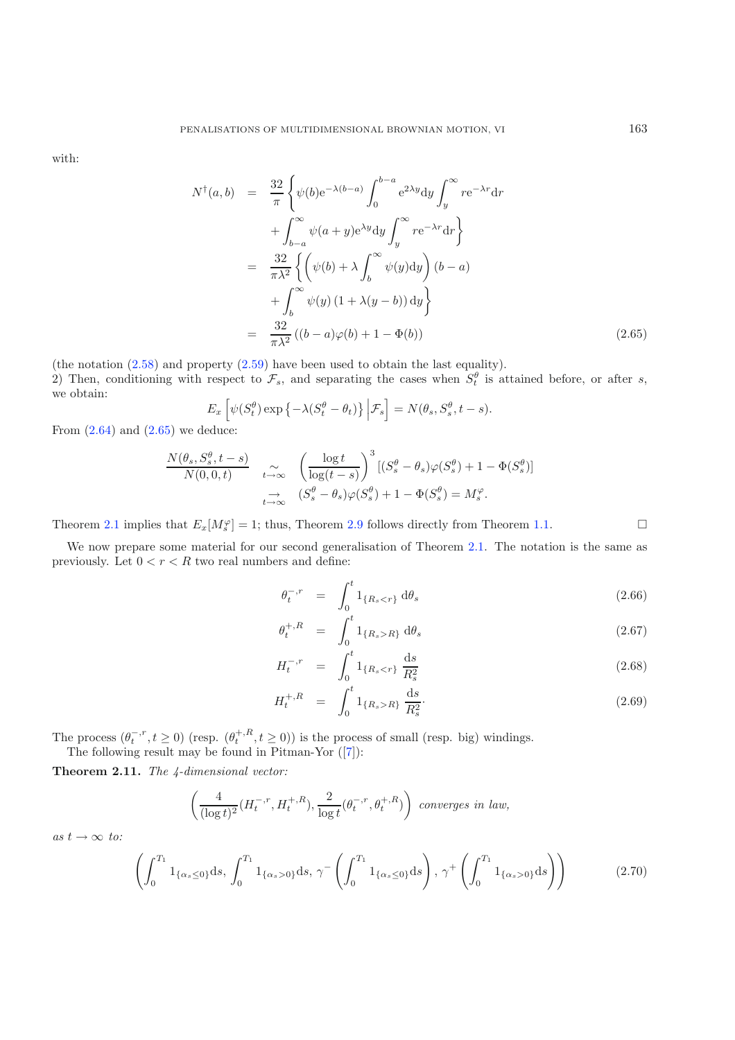with:

$$
\begin{aligned}
N^{\dagger}(a,b) &= \frac{32}{\pi}\left\{\psi(b)\mathrm{e}^{-\lambda(b-a)}\int_0^{b-a}\mathrm{e}^{2\lambda y}\mathrm{d}y\int_y^{\infty} r\mathrm{e}^{-\lambda r}\mathrm{d}r\right.\\
&\quad \left. +\int_{b-a}^{\infty}\psi(a+y)\mathrm{e}^{\lambda y}\mathrm{d}y\int_y^{\infty} r\mathrm{e}^{-\lambda r}\mathrm{d}r\right\}\\
&= \frac{32}{\pi\lambda^2}\left\{\left(\psi(b)+\lambda\int_b^{\infty}\psi(y)\mathrm{d}y\right)(b-a)\right.\\
&\quad \left. +\int_b^{\infty}\psi(y)\left(1+\lambda(y-b)\right)\mathrm{d}y\right\}\\
&= \frac{32}{\pi\lambda^2}\left((b-a)\varphi(b)+1-\Phi(b)\right)
\end{aligned}
\tag{2.65}
$$

(the notation (2.58) and property (2.59) have been used to obtain the last equality).
2) Then, conditioning with respect to $\mathcal{F}_s$, and separating the cases when $S_t^{\theta}$ is attained before, or after $s$, we obtain:

$$E_x\left[\psi(S_t^{\theta})\exp\left\{-\lambda(S_t^{\theta}-\theta_t)\right\}\Big|\mathcal{F}_s\right]=N(\theta_s,S_s^{\theta},t-s).$$

From (2.64) and (2.65) we deduce:

$$
\begin{aligned}
\frac{N(\theta_s,S_s^{\theta},t-s)}{N(0,0,t)} &\underset{t\to\infty}{\sim} \left(\frac{\log t}{\log(t-s)}\right)^3\left[(S_s^{\theta}-\theta_s)\varphi(S_s^{\theta})+1-\Phi(S_s^{\theta})\right]\\
&\underset{t\to\infty}{\to} (S_s^{\theta}-\theta_s)\varphi(S_s^{\theta})+1-\Phi(S_s^{\theta})=M_s^{\varphi}.
\end{aligned}
$$

Theorem 2.1 implies that $E_x[M_s^{\varphi}]=1$; thus, Theorem 2.9 follows directly from Theorem 1.1. □

We now prepare some material for our second generalisation of Theorem 2.1. The notation is the same as previously. Let $0<r<R$ two real numbers and define:

$$\theta_t^{-,r} = \int_0^t 1_{\{R_s<r\}}\,\mathrm{d}\theta_s \tag{2.66}$$

$$\theta_t^{+,R} = \int_0^t 1_{\{R_s>R\}}\,\mathrm{d}\theta_s \tag{2.67}$$

$$H_t^{-,r} = \int_0^t 1_{\{R_s<r\}}\,\frac{\mathrm{d}s}{R_s^2} \tag{2.68}$$

$$H_t^{+,R} = \int_0^t 1_{\{R_s>R\}}\,\frac{\mathrm{d}s}{R_s^2}. \tag{2.69}$$

The process $(\theta_t^{-,r},t\geq 0)$ (resp. $(\theta_t^{+,R},t\geq 0)$) is the process of small (resp. big) windings.

The following result may be found in Pitman-Yor ([7]):

**Theorem 2.11.** *The 4-dimensional vector:*

$$\left(\frac{4}{(\log t)^2}(H_t^{-,r},H_t^{+,R}),\frac{2}{\log t}(\theta_t^{-,r},\theta_t^{+,R})\right)\ \textit{converges in law,}$$

*as* $t\to\infty$ *to:*

$$\left(\int_0^{T_1}1_{\{\alpha_s\leq 0\}}\mathrm{d}s,\ \int_0^{T_1}1_{\{\alpha_s>0\}}\mathrm{d}s,\ \gamma^-\left(\int_0^{T_1}1_{\{\alpha_s\leq 0\}}\mathrm{d}s\right),\ \gamma^+\left(\int_0^{T_1}1_{\{\alpha_s>0\}}\mathrm{d}s\right)\right) \tag{2.70}$$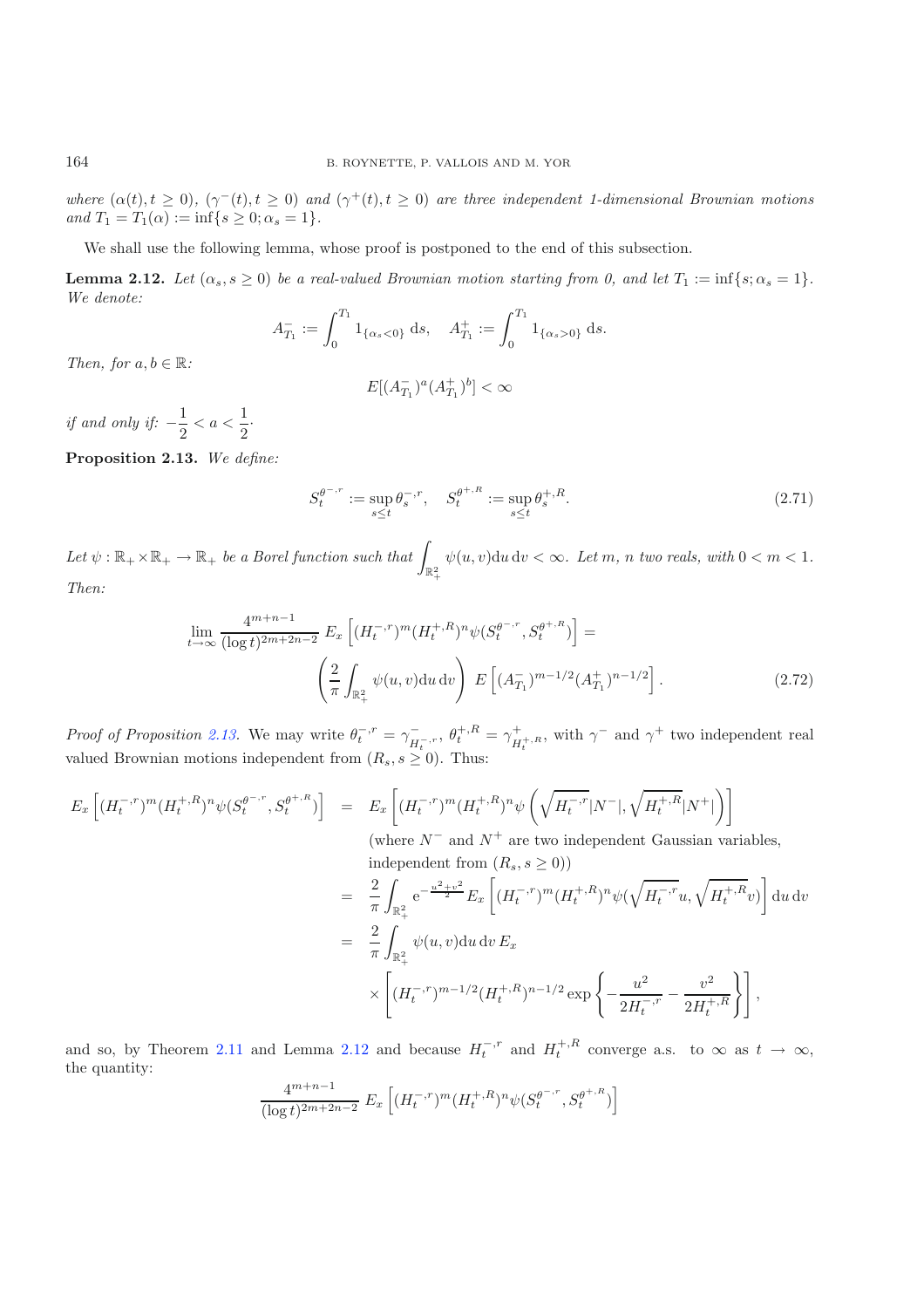*where* $(\alpha(t), t \geq 0)$, $(\gamma^-(t), t \geq 0)$ *and* $(\gamma^+(t), t \geq 0)$ *are three independent 1-dimensional Brownian motions and* $T_1 = T_1(\alpha) := \inf\{s \geq 0; \alpha_s = 1\}$.

We shall use the following lemma, whose proof is postponed to the end of this subsection.

**Lemma 2.12.** *Let* $(\alpha_s, s \geq 0)$ *be a real-valued Brownian motion starting from 0, and let* $T_1 := \inf\{s; \alpha_s = 1\}$. *We denote:*

$$A^-_{T_1} := \int_0^{T_1} 1_{\{\alpha_s < 0\}}\, \mathrm{d}s, \quad A^+_{T_1} := \int_0^{T_1} 1_{\{\alpha_s > 0\}}\, \mathrm{d}s.$$

*Then, for* $a, b \in \mathbb{R}$:

$$E[(A^-_{T_1})^a (A^+_{T_1})^b] < \infty$$

*if and only if:* $-\dfrac{1}{2} < a < \dfrac{1}{2}\cdot$

**Proposition 2.13.** *We define:*

$$S^{\theta^{-,r}}_t := \sup_{s \leq t} \theta^{-,r}_s, \quad S^{\theta^{+,R}}_t := \sup_{s \leq t} \theta^{+,R}_s. \tag{2.71}$$

*Let* $\psi : \mathbb{R}_+ \times \mathbb{R}_+ \to \mathbb{R}_+$ *be a Borel function such that* $\displaystyle\int_{\mathbb{R}^2_+} \psi(u,v)\mathrm{d}u\, \mathrm{d}v < \infty$. *Let* $m$, $n$ *two reals, with* $0 < m < 1$. *Then:*

$$\lim_{t \to \infty} \frac{4^{m+n-1}}{(\log t)^{2m+2n-2}}\, E_x\left[(H^{-,r}_t)^m (H^{+,R}_t)^n \psi(S^{\theta^{-,r}}_t, S^{\theta^{+,R}}_t)\right] = \left(\frac{2}{\pi}\int_{\mathbb{R}^2_+} \psi(u,v)\mathrm{d}u\, \mathrm{d}v\right)\, E\left[(A^-_{T_1})^{m-1/2}(A^+_{T_1})^{n-1/2}\right]. \tag{2.72}$$

*Proof of Proposition 2.13.* We may write $\theta^{-,r}_t = \gamma^-_{H^{-,r}_t}$, $\theta^{+,R}_t = \gamma^+_{H^{+,R}_t}$, with $\gamma^-$ and $\gamma^+$ two independent real valued Brownian motions independent from $(R_s, s \geq 0)$. Thus:

$$\begin{aligned}
E_x\left[(H^{-,r}_t)^m (H^{+,R}_t)^n \psi(S^{\theta^{-,r}}_t, S^{\theta^{+,R}}_t)\right] &= E_x\left[(H^{-,r}_t)^m (H^{+,R}_t)^n \psi\left(\sqrt{H^{-,r}_t}|N^-|, \sqrt{H^{+,R}_t}|N^+|\right)\right] \\
&\quad \text{(where } N^- \text{ and } N^+ \text{ are two independent Gaussian variables,} \\
&\quad \text{independent from } (R_s, s \geq 0)) \\
&= \frac{2}{\pi}\int_{\mathbb{R}^2_+} \mathrm{e}^{-\frac{u^2+v^2}{2}} E_x\left[(H^{-,r}_t)^m (H^{+,R}_t)^n \psi(\sqrt{H^{-,r}_t}u, \sqrt{H^{+,R}_t}v)\right]\mathrm{d}u\, \mathrm{d}v \\
&= \frac{2}{\pi}\int_{\mathbb{R}^2_+} \psi(u,v)\mathrm{d}u\, \mathrm{d}v\, E_x \\
&\quad \times \left[(H^{-,r}_t)^{m-1/2}(H^{+,R}_t)^{n-1/2}\exp\left\{-\frac{u^2}{2H^{-,r}_t} - \frac{v^2}{2H^{+,R}_t}\right\}\right],
\end{aligned}$$

and so, by Theorem 2.11 and Lemma 2.12 and because $H^{-,r}_t$ and $H^{+,R}_t$ converge a.s. to $\infty$ as $t \to \infty$, the quantity:

$$\frac{4^{m+n-1}}{(\log t)^{2m+2n-2}}\, E_x\left[(H^{-,r}_t)^m (H^{+,R}_t)^n \psi(S^{\theta^{-,r}}_t, S^{\theta^{+,R}}_t)\right]$$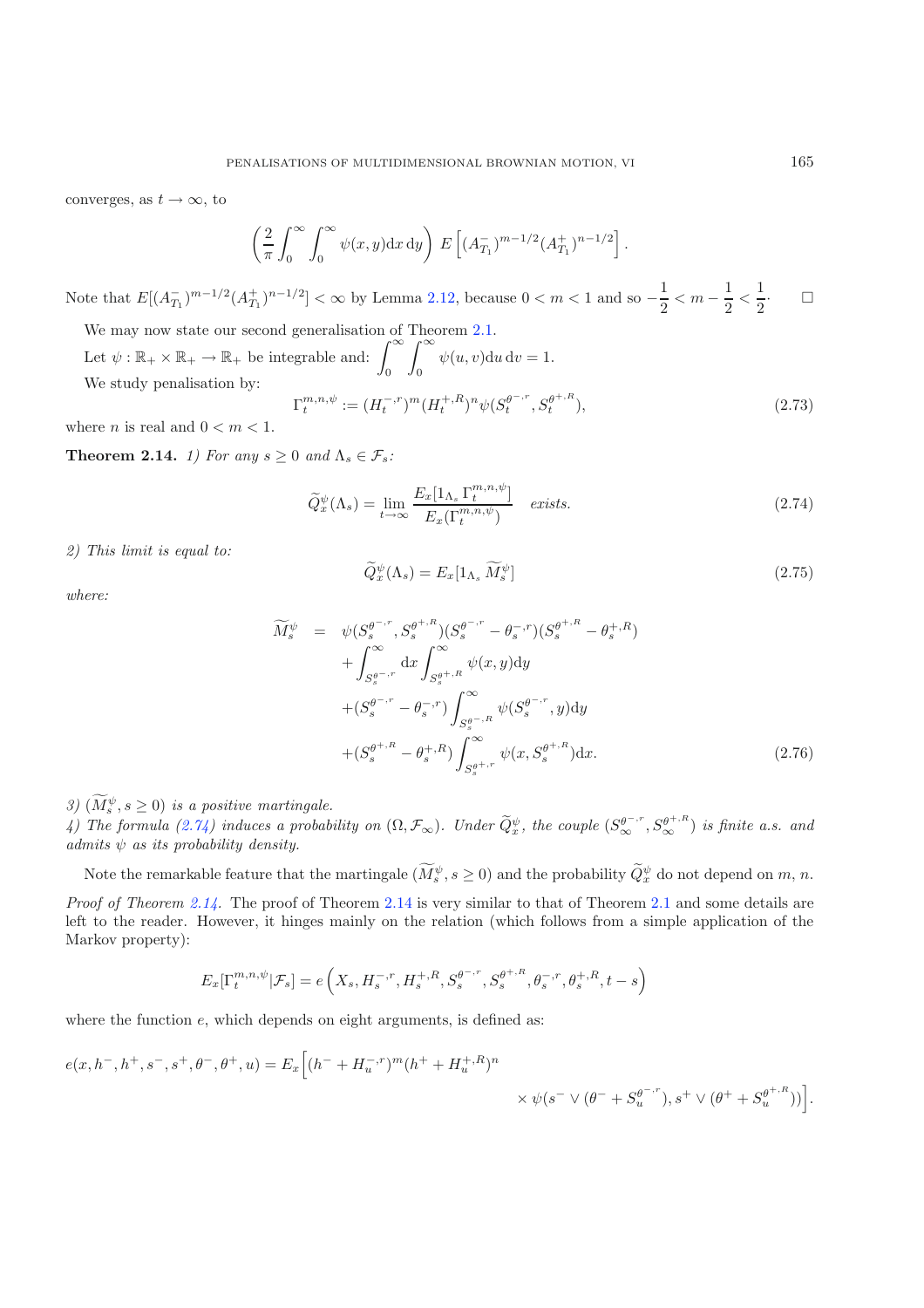converges, as $t \to \infty$, to

$$\left(\frac{2}{\pi}\int_0^\infty \int_0^\infty \psi(x,y)\mathrm{d}x\,\mathrm{d}y\right) \, E\left[(A^-_{T_1})^{m-1/2}(A^+_{T_1})^{n-1/2}\right].$$

Note that $E[(A^-_{T_1})^{m-1/2}(A^+_{T_1})^{n-1/2}] < \infty$ by Lemma 2.12, because $0 < m < 1$ and so $-\dfrac{1}{2} < m - \dfrac{1}{2} < \dfrac{1}{2}$. $\square$

We may now state our second generalisation of Theorem 2.1.

Let $\psi : \mathbb{R}_+ \times \mathbb{R}_+ \to \mathbb{R}_+$ be integrable and: $\displaystyle\int_0^\infty \int_0^\infty \psi(u,v)\mathrm{d}u\,\mathrm{d}v = 1$.

We study penalisation by:

$$\Gamma_t^{m,n,\psi} := (H_t^{-,r})^m (H_t^{+,R})^n \psi(S_t^{\theta^{-,r}}, S_t^{\theta^{+,R}}), \tag{2.73}$$

where $n$ is real and $0 < m < 1$.

**Theorem 2.14.** *1) For any $s \geq 0$ and $\Lambda_s \in \mathcal{F}_s$:*

$$\widetilde{Q}_x^\psi(\Lambda_s) = \lim_{t\to\infty} \frac{E_x[1_{\Lambda_s}\Gamma_t^{m,n,\psi}]}{E_x(\Gamma_t^{m,n,\psi})} \quad \textit{exists.} \tag{2.74}$$

*2) This limit is equal to:*

$$\widetilde{Q}_x^\psi(\Lambda_s) = E_x[1_{\Lambda_s}\widetilde{M}_s^\psi] \tag{2.75}$$

*where:*

$$\begin{aligned}
\widetilde{M}_s^\psi &= \psi(S_s^{\theta^{-,r}}, S_s^{\theta^{+,R}})(S_s^{\theta^{-,r}} - \theta_s^{-,r})(S_s^{\theta^{+,R}} - \theta_s^{+,R}) \\
&\quad + \int_{S_s^{\theta^{-,r}}}^\infty \mathrm{d}x \int_{S_s^{\theta^{+,R}}}^\infty \psi(x,y)\mathrm{d}y \\
&\quad + (S_s^{\theta^{-,r}} - \theta_s^{-,r}) \int_{S_s^{\theta^{-,R}}}^\infty \psi(S_s^{\theta^{-,r}}, y)\mathrm{d}y \\
&\quad + (S_s^{\theta^{+,R}} - \theta_s^{+,R}) \int_{S_s^{\theta^{+,r}}}^\infty \psi(x, S_s^{\theta^{+,R}})\mathrm{d}x.
\end{aligned} \tag{2.76}$$

*3) $(\widetilde{M}_s^\psi, s \geq 0)$ is a positive martingale.*

*4) The formula (2.74) induces a probability on $(\Omega, \mathcal{F}_\infty)$. Under $\widetilde{Q}_x^\psi$, the couple $(S_\infty^{\theta^{-,r}}, S_\infty^{\theta^{+,R}})$ is finite a.s. and admits $\psi$ as its probability density.*

Note the remarkable feature that the martingale $(\widetilde{M}_s^\psi, s \geq 0)$ and the probability $\widetilde{Q}_x^\psi$ do not depend on $m$, $n$.

*Proof of Theorem 2.14.* The proof of Theorem 2.14 is very similar to that of Theorem 2.1 and some details are left to the reader. However, it hinges mainly on the relation (which follows from a simple application of the Markov property):

$$E_x[\Gamma_t^{m,n,\psi}|\mathcal{F}_s] = e\left(X_s, H_s^{-,r}, H_s^{+,R}, S_s^{\theta^{-,r}}, S_s^{\theta^{+,R}}, \theta_s^{-,r}, \theta_s^{+,R}, t-s\right)$$

where the function $e$, which depends on eight arguments, is defined as:

$$\begin{aligned}
e(x, h^-, h^+, s^-, s^+, \theta^-, \theta^+, u) = E_x\Big[&(h^- + H_u^{-,r})^m (h^+ + H_u^{+,R})^n \\
&\times \psi(s^- \vee (\theta^- + S_u^{\theta^{-,r}}), s^+ \vee (\theta^+ + S_u^{\theta^{+,R}}))\Big].
\end{aligned}$$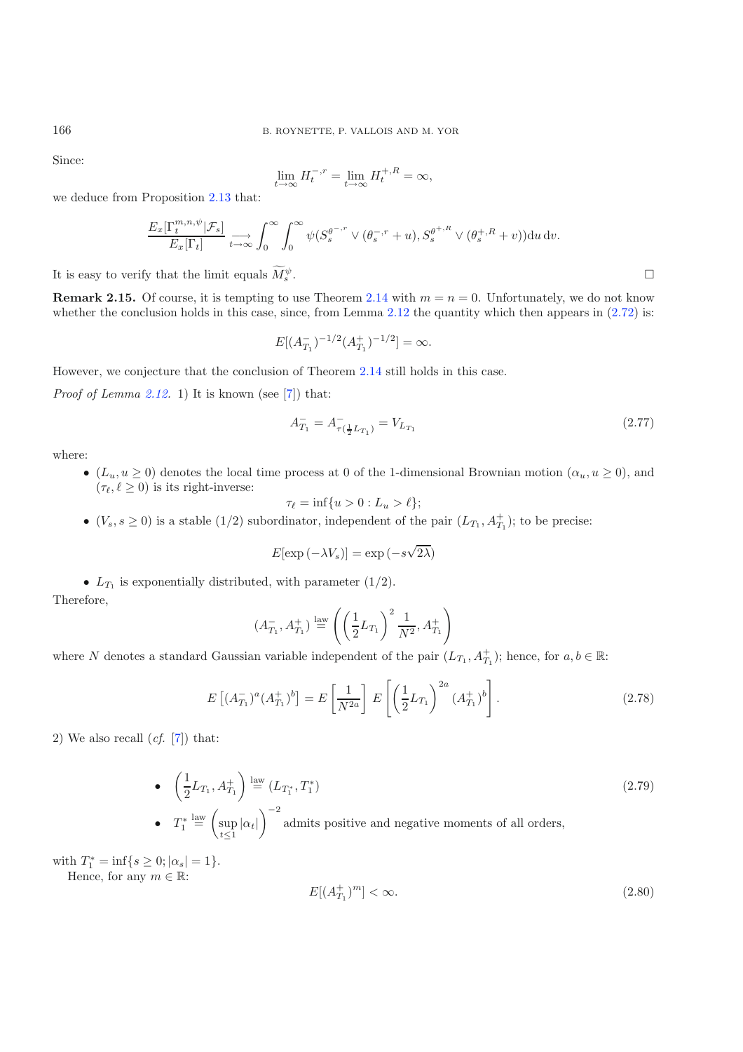Since:

$$\lim_{t\to\infty} H_t^{-,r} = \lim_{t\to\infty} H_t^{+,R} = \infty,$$

we deduce from Proposition 2.13 that:

$$\frac{E_x[\Gamma_t^{m,n,\psi}|\mathcal{F}_s]}{E_x[\Gamma_t]} \underset{t\to\infty}{\longrightarrow} \int_0^\infty \int_0^\infty \psi(S_s^{\theta^{-,r}} \vee (\theta_s^{-,r}+u), S_s^{\theta^{+,R}} \vee (\theta_s^{+,R}+v))\mathrm{d}u\,\mathrm{d}v.$$

It is easy to verify that the limit equals $\widetilde{M}_s^\psi$. □

**Remark 2.15.** Of course, it is tempting to use Theorem 2.14 with $m=n=0$. Unfortunately, we do not know whether the conclusion holds in this case, since, from Lemma 2.12 the quantity which then appears in (2.72) is:

$$E[(A_{T_1}^-)^{-1/2}(A_{T_1}^+)^{-1/2}] = \infty.$$

However, we conjecture that the conclusion of Theorem 2.14 still holds in this case.

*Proof of Lemma 2.12.* 1) It is known (see [7]) that:

$$A_{T_1}^- = A^-_{\tau(\frac{1}{2}L_{T_1})} = V_{L_{T_1}} \tag{2.77}$$

where:

- $(L_u, u\geq 0)$ denotes the local time process at 0 of the 1-dimensional Brownian motion $(\alpha_u, u \geq 0)$, and $(\tau_\ell, \ell\geq 0)$ is its right-inverse:

$$\tau_\ell = \inf\{u > 0 : L_u > \ell\};$$

- $(V_s, s\geq 0)$ is a stable $(1/2)$ subordinator, independent of the pair $(L_{T_1}, A_{T_1}^+)$; to be precise:

$$E[\exp(-\lambda V_s)] = \exp(-s\sqrt{2\lambda})$$

- $L_{T_1}$ is exponentially distributed, with parameter $(1/2)$.

Therefore,

$$(A_{T_1}^-, A_{T_1}^+) \overset{\text{law}}{=} \left(\left(\frac{1}{2}L_{T_1}\right)^2 \frac{1}{N^2}, A_{T_1}^+\right)$$

where $N$ denotes a standard Gaussian variable independent of the pair $(L_{T_1}, A_{T_1}^+)$; hence, for $a,b\in\mathbb{R}$:

$$E\left[(A_{T_1}^-)^a (A_{T_1}^+)^b\right] = E\left[\frac{1}{N^{2a}}\right] E\left[\left(\frac{1}{2}L_{T_1}\right)^{2a}(A_{T_1}^+)^b\right]. \tag{2.78}$$

2) We also recall (*cf.* [7]) that:

- $$\left(\frac{1}{2}L_{T_1}, A_{T_1}^+\right) \overset{\text{law}}{=} (L_{T_1^*}, T_1^*) \tag{2.79}$$
- $T_1^* \overset{\text{law}}{=} \left(\sup_{t\leq 1}|\alpha_t|\right)^{-2}$ admits positive and negative moments of all orders,

with $T_1^* = \inf\{s\geq 0; |\alpha_s| = 1\}$.

Hence, for any $m\in\mathbb{R}$:

$$E[(A_{T_1}^+)^m] < \infty. \tag{2.80}$$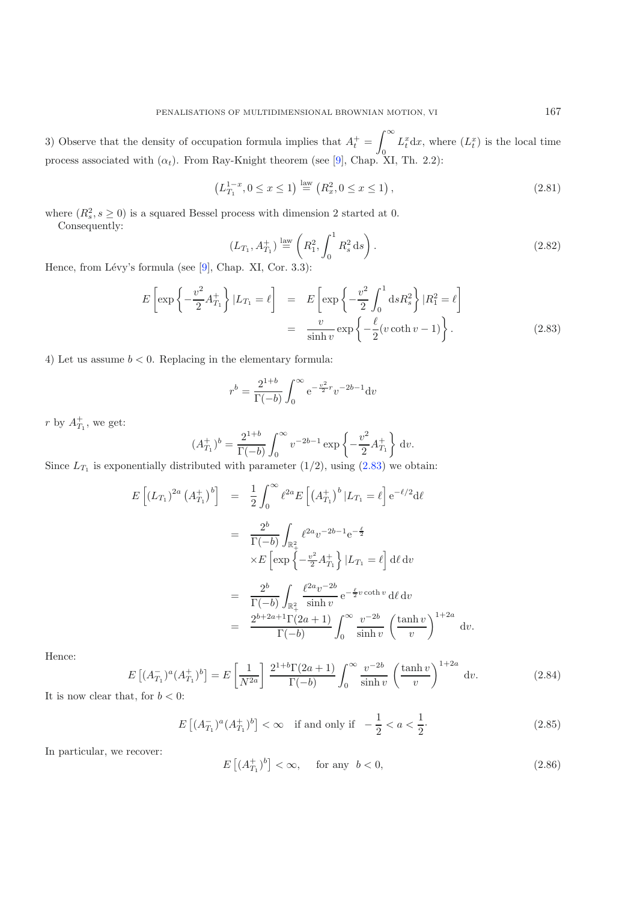3) Observe that the density of occupation formula implies that $A_t^+ = \int_0^\infty L_t^x \mathrm{d}x$, where $(L_t^x)$ is the local time process associated with $(\alpha_t)$. From Ray-Knight theorem (see [9], Chap. XI, Th. 2.2):

$$\left(L_{T_1}^{1-x}, 0 \le x \le 1\right) \overset{\text{law}}{=} \left(R_x^2, 0 \le x \le 1\right), \tag{2.81}$$

where $(R_s^2, s \ge 0)$ is a squared Bessel process with dimension 2 started at 0.

Consequently:

$$(L_{T_1}, A_{T_1}^+) \overset{\text{law}}{=} \left(R_1^2, \int_0^1 R_s^2 \,\mathrm{d}s\right). \tag{2.82}$$

Hence, from Lévy's formula (see [9], Chap. XI, Cor. 3.3):

$$\begin{aligned} E\left[\exp\left\{-\frac{v^2}{2} A_{T_1}^+\right\} | L_{T_1} = \ell\right] &= E\left[\exp\left\{-\frac{v^2}{2}\int_0^1 \mathrm{d}s R_s^2\right\} | R_1^2 = \ell\right] \\ &= \frac{v}{\sinh v} \exp\left\{-\frac{\ell}{2}(v \coth v - 1)\right\}. \end{aligned} \tag{2.83}$$

4) Let us assume $b < 0$. Replacing in the elementary formula:

$$r^b = \frac{2^{1+b}}{\Gamma(-b)} \int_0^\infty \mathrm{e}^{-\frac{v^2}{2} r} v^{-2b-1} \mathrm{d}v$$

$r$ by $A_{T_1}^+$, we get:

$$(A_{T_1}^+)^b = \frac{2^{1+b}}{\Gamma(-b)} \int_0^\infty v^{-2b-1} \exp\left\{-\frac{v^2}{2} A_{T_1}^+\right\} \mathrm{d}v.$$

Since $L_{T_1}$ is exponentially distributed with parameter $(1/2)$, using (2.83) we obtain:

$$\begin{aligned} E\left[(L_{T_1})^{2a} \left(A_{T_1}^+\right)^b\right] &= \frac{1}{2}\int_0^\infty \ell^{2a} E\left[\left(A_{T_1}^+\right)^b | L_{T_1} = \ell\right] \mathrm{e}^{-\ell/2} \mathrm{d}\ell \\ &= \frac{2^b}{\Gamma(-b)} \int_{\mathbb{R}_+^2} \ell^{2a} v^{-2b-1} \mathrm{e}^{-\frac{\ell}{2}} \\ &\quad \times E\left[\exp\left\{-\tfrac{v^2}{2} A_{T_1}^+\right\} | L_{T_1} = \ell\right] \mathrm{d}\ell \,\mathrm{d}v \\ &= \frac{2^b}{\Gamma(-b)} \int_{\mathbb{R}_+^2} \frac{\ell^{2a} v^{-2b}}{\sinh v} \mathrm{e}^{-\frac{\ell}{2} v \coth v} \,\mathrm{d}\ell \,\mathrm{d}v \\ &= \frac{2^{b+2a+1}\Gamma(2a+1)}{\Gamma(-b)} \int_0^\infty \frac{v^{-2b}}{\sinh v} \left(\frac{\tanh v}{v}\right)^{1+2a} \mathrm{d}v. \end{aligned}$$

Hence:

$$E\left[(A_{T_1}^-)^a (A_{T_1}^+)^b\right] = E\left[\frac{1}{N^{2a}}\right] \frac{2^{1+b}\Gamma(2a+1)}{\Gamma(-b)} \int_0^\infty \frac{v^{-2b}}{\sinh v} \left(\frac{\tanh v}{v}\right)^{1+2a} \mathrm{d}v. \tag{2.84}$$

It is now clear that, for $b < 0$:

$$E\left[(A_{T_1}^-)^a (A_{T_1}^+)^b\right] < \infty \quad \text{if and only if} \quad -\frac{1}{2} < a < \frac{1}{2}. \tag{2.85}$$

In particular, we recover:

$$E\left[(A_{T_1}^+)^b\right] < \infty, \quad \text{ for any } \ b < 0, \tag{2.86}$$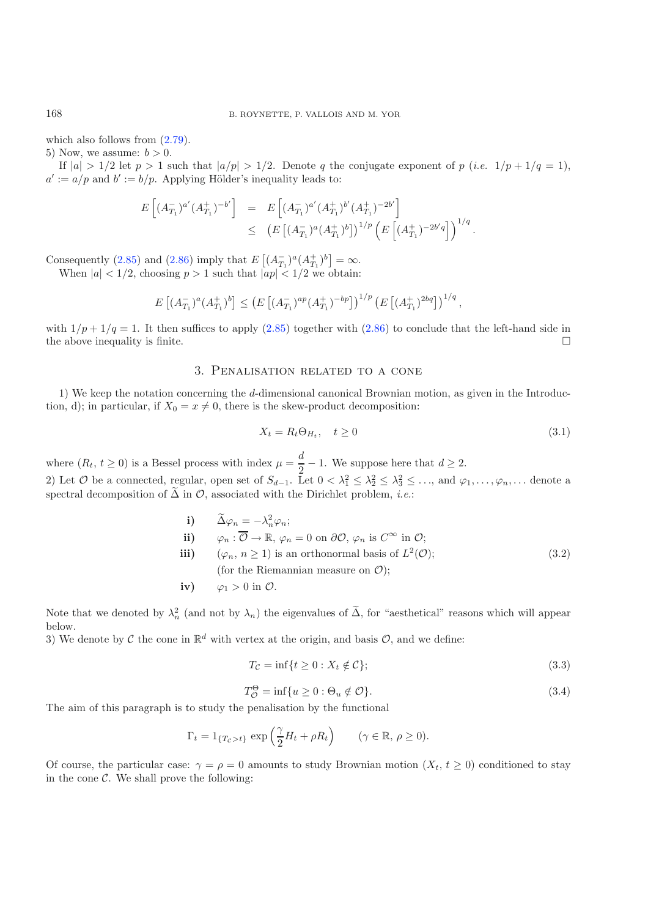which also follows from (2.79).

5) Now, we assume: $b > 0$.

If $|a| > 1/2$ let $p > 1$ such that $|a/p| > 1/2$. Denote $q$ the conjugate exponent of $p$ (*i.e.* $1/p + 1/q = 1$), $a' := a/p$ and $b' := b/p$. Applying Hölder's inequality leads to:

$$
\begin{aligned}
E\left[(A_{T_1}^-)^{a'}(A_{T_1}^+)^{-b'}\right] &= E\left[(A_{T_1}^-)^{a'}(A_{T_1}^+)^{b'}(A_{T_1}^+)^{-2b'}\right] \\
&\leq \left(E\left[(A_{T_1}^-)^{a}(A_{T_1}^+)^{b}\right]\right)^{1/p}\left(E\left[(A_{T_1}^+)^{-2b'q}\right]\right)^{1/q}.
\end{aligned}
$$

Consequently (2.85) and (2.86) imply that $E\left[(A_{T_1}^-)^{a}(A_{T_1}^+)^{b}\right] = \infty$.

When $|a| < 1/2$, choosing $p > 1$ such that $|ap| < 1/2$ we obtain:

$$
E\left[(A_{T_1}^-)^{a}(A_{T_1}^+)^{b}\right] \leq \left(E\left[(A_{T_1}^-)^{ap}(A_{T_1}^+)^{-bp}\right]\right)^{1/p}\left(E\left[(A_{T_1}^+)^{2bq}\right]\right)^{1/q},
$$

with $1/p + 1/q = 1$. It then suffices to apply (2.85) together with (2.86) to conclude that the left-hand side in the above inequality is finite. □

## 3. Penalisation related to a cone

1) We keep the notation concerning the $d$-dimensional canonical Brownian motion, as given in the Introduction, d); in particular, if $X_0 = x \neq 0$, there is the skew-product decomposition:

$$
X_t = R_t \Theta_{H_t}, \quad t \geq 0 \tag{3.1}
$$

where $(R_t, t \geq 0)$ is a Bessel process with index $\mu = \dfrac{d}{2} - 1$. We suppose here that $d \geq 2$.

2) Let $\mathcal{O}$ be a connected, regular, open set of $S_{d-1}$. Let $0 < \lambda_1^2 \leq \lambda_2^2 \leq \lambda_3^2 \leq \ldots$, and $\varphi_1, \ldots, \varphi_n, \ldots$ denote a spectral decomposition of $\widetilde{\Delta}$ in $\mathcal{O}$, associated with the Dirichlet problem, *i.e.*:

$$
\begin{array}{rl}
\textbf{i)} & \widetilde{\Delta}\varphi_n = -\lambda_n^2 \varphi_n; \\
\textbf{ii)} & \varphi_n : \overline{\mathcal{O}} \to \mathbb{R},\ \varphi_n = 0 \text{ on } \partial\mathcal{O},\ \varphi_n \text{ is } C^\infty \text{ in } \mathcal{O}; \\
\textbf{iii)} & (\varphi_n, n \geq 1) \text{ is an orthonormal basis of } L^2(\mathcal{O}); \\
& \text{(for the Riemannian measure on } \mathcal{O}); \\
\textbf{iv)} & \varphi_1 > 0 \text{ in } \mathcal{O}.
\end{array} \tag{3.2}
$$

Note that we denoted by $\lambda_n^2$ (and not by $\lambda_n$) the eigenvalues of $\widetilde{\Delta}$, for "aesthetical" reasons which will appear below.

3) We denote by $\mathcal{C}$ the cone in $\mathbb{R}^d$ with vertex at the origin, and basis $\mathcal{O}$, and we define:

$$
T_{\mathcal{C}} = \inf\{t \geq 0 : X_t \notin \mathcal{C}\}; \tag{3.3}
$$

$$
T_{\mathcal{O}}^{\Theta} = \inf\{u \geq 0 : \Theta_u \notin \mathcal{O}\}. \tag{3.4}
$$

The aim of this paragraph is to study the penalisation by the functional

$$
\Gamma_t = 1_{\{T_{\mathcal{C}} > t\}} \exp\left(\frac{\gamma}{2} H_t + \rho R_t\right) \qquad (\gamma \in \mathbb{R},\ \rho \geq 0).
$$

Of course, the particular case: $\gamma = \rho = 0$ amounts to study Brownian motion $(X_t, t \geq 0)$ conditioned to stay in the cone $\mathcal{C}$. We shall prove the following: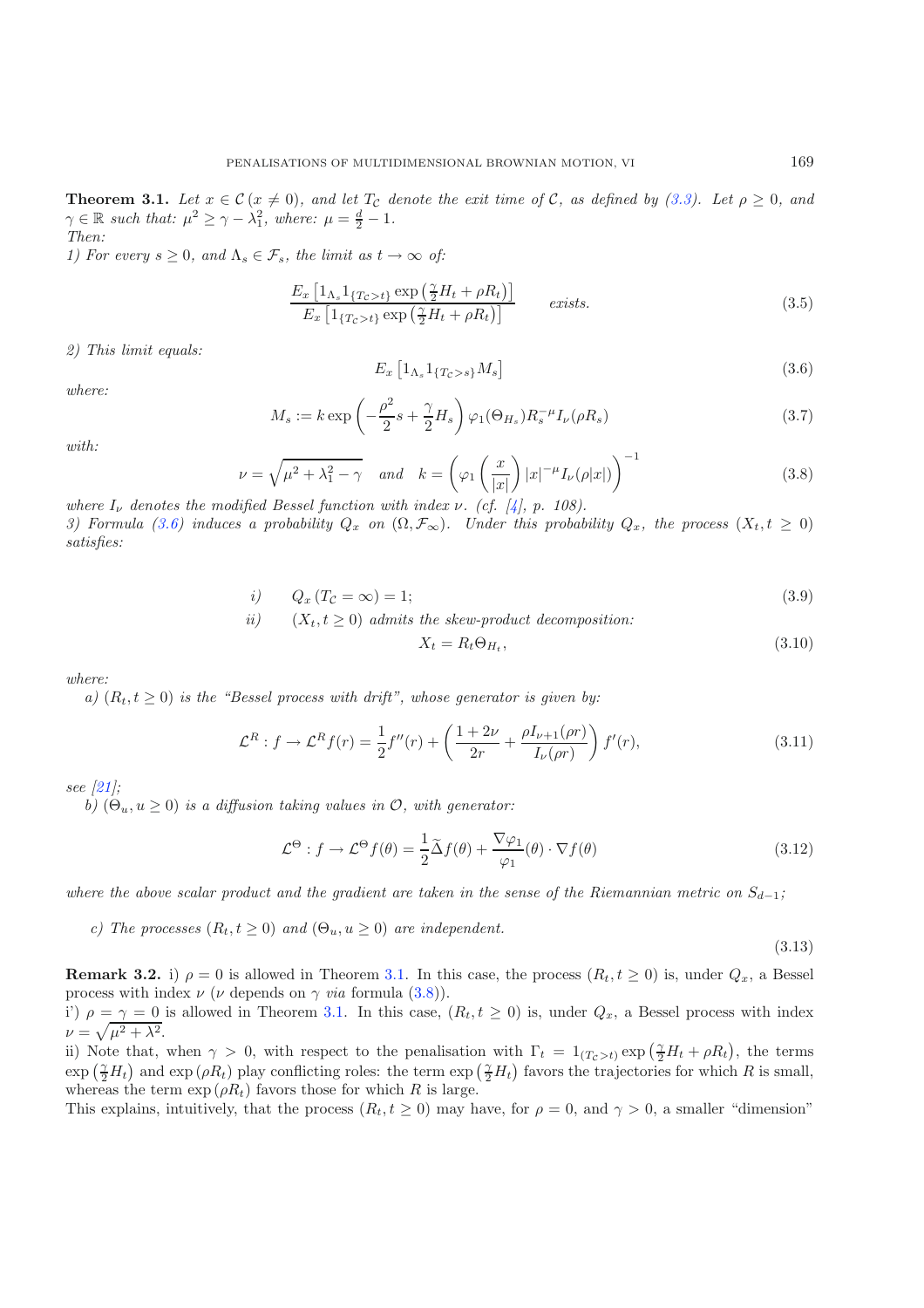**Theorem 3.1.** *Let $x \in \mathcal{C}$ $(x \neq 0)$, and let $T_\mathcal{C}$ denote the exit time of $\mathcal{C}$, as defined by (3.3). Let $\rho \geq 0$, and $\gamma \in \mathbb{R}$ such that: $\mu^2 \geq \gamma - \lambda_1^2$, where: $\mu = \frac{d}{2} - 1$.*
*Then:*
*1) For every $s \geq 0$, and $\Lambda_s \in \mathcal{F}_s$, the limit as $t \to \infty$ of:*

$$\frac{E_x\left[1_{\Lambda_s} 1_{\{T_\mathcal{C} > t\}} \exp\left(\frac{\gamma}{2} H_t + \rho R_t\right)\right]}{E_x\left[1_{\{T_\mathcal{C} > t\}} \exp\left(\frac{\gamma}{2} H_t + \rho R_t\right)\right]} \qquad \textit{exists.} \tag{3.5}$$

*2) This limit equals:*

$$E_x\left[1_{\Lambda_s} 1_{\{T_\mathcal{C} > s\}} M_s\right] \tag{3.6}$$

*where:*

$$M_s := k \exp\left(-\frac{\rho^2}{2} s + \frac{\gamma}{2} H_s\right) \varphi_1(\Theta_{H_s}) R_s^{-\mu} I_\nu(\rho R_s) \tag{3.7}$$

*with:*

$$\nu = \sqrt{\mu^2 + \lambda_1^2 - \gamma} \quad \textit{and} \quad k = \left(\varphi_1\left(\frac{x}{|x|}\right) |x|^{-\mu} I_\nu(\rho |x|)\right)^{-1} \tag{3.8}$$

*where $I_\nu$ denotes the modified Bessel function with index $\nu$. (cf. [4], p. 108).*
*3) Formula (3.6) induces a probability $Q_x$ on $(\Omega, \mathcal{F}_\infty)$. Under this probability $Q_x$, the process $(X_t, t \geq 0)$ satisfies:*

$$i) \qquad Q_x\left(T_\mathcal{C} = \infty\right) = 1; \tag{3.9}$$

*ii) $\quad (X_t, t \geq 0)$ admits the skew-product decomposition:*

$$X_t = R_t \Theta_{H_t}, \tag{3.10}$$

*where:*
*a) $(R_t, t \geq 0)$ is the "Bessel process with drift", whose generator is given by:*

$$\mathcal{L}^R : f \to \mathcal{L}^R f(r) = \frac{1}{2} f''(r) + \left(\frac{1 + 2\nu}{2r} + \frac{\rho I_{\nu+1}(\rho r)}{I_\nu(\rho r)}\right) f'(r), \tag{3.11}$$

*see [21];*
*b) $(\Theta_u, u \geq 0)$ is a diffusion taking values in $\mathcal{O}$, with generator:*

$$\mathcal{L}^\Theta : f \to \mathcal{L}^\Theta f(\theta) = \frac{1}{2} \widetilde{\Delta} f(\theta) + \frac{\nabla \varphi_1}{\varphi_1}(\theta) \cdot \nabla f(\theta) \tag{3.12}$$

*where the above scalar product and the gradient are taken in the sense of the Riemannian metric on $S_{d-1}$;*

*c) The processes $(R_t, t \geq 0)$ and $(\Theta_u, u \geq 0)$ are independent.* (3.13)

**Remark 3.2.** i) $\rho = 0$ is allowed in Theorem 3.1. In this case, the process $(R_t, t \geq 0)$ is, under $Q_x$, a Bessel process with index $\nu$ ($\nu$ depends on $\gamma$ *via* formula (3.8)).
i') $\rho = \gamma = 0$ is allowed in Theorem 3.1. In this case, $(R_t, t \geq 0)$ is, under $Q_x$, a Bessel process with index $\nu = \sqrt{\mu^2 + \lambda^2}$.
ii) Note that, when $\gamma > 0$, with respect to the penalisation with $\Gamma_t = 1_{(T_\mathcal{C} > t)} \exp\left(\frac{\gamma}{2} H_t + \rho R_t\right)$, the terms $\exp\left(\frac{\gamma}{2} H_t\right)$ and $\exp\left(\rho R_t\right)$ play conflicting roles: the term $\exp\left(\frac{\gamma}{2} H_t\right)$ favors the trajectories for which $R$ is small, whereas the term $\exp\left(\rho R_t\right)$ favors those for which $R$ is large.
This explains, intuitively, that the process $(R_t, t \geq 0)$ may have, for $\rho = 0$, and $\gamma > 0$, a smaller "dimension"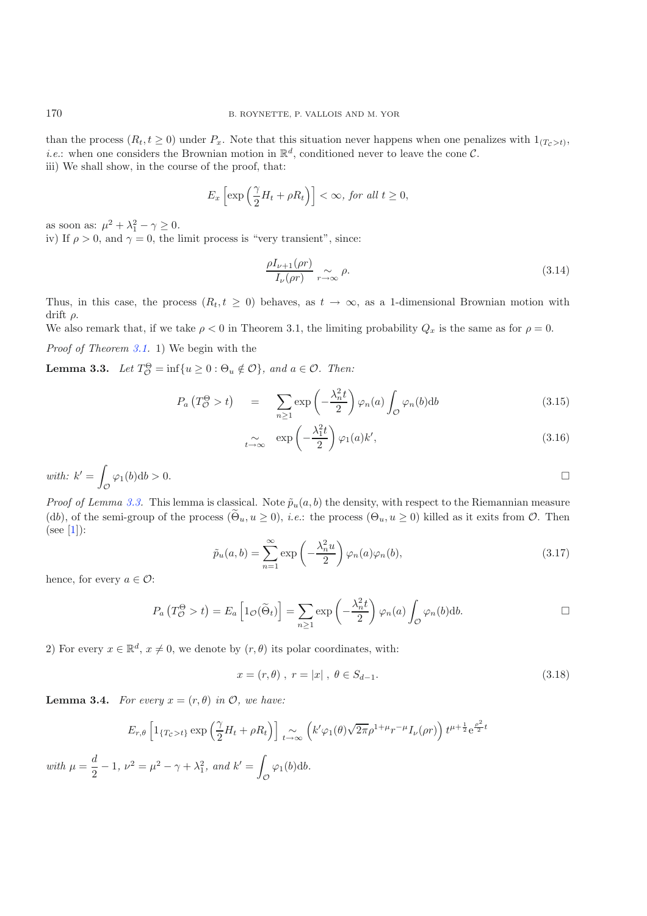than the process $(R_t, t \geq 0)$ under $P_x$. Note that this situation never happens when one penalizes with $1_{(T_\mathcal{C} > t)}$, *i.e.*: when one considers the Brownian motion in $\mathbb{R}^d$, conditioned never to leave the cone $\mathcal{C}$.

iii) We shall show, in the course of the proof, that:

$$E_x \left[ \exp\left(\frac{\gamma}{2} H_t + \rho R_t\right)\right] < \infty, \text{ for all } t \geq 0,$$

as soon as: $\mu^2 + \lambda_1^2 - \gamma \geq 0$.

iv) If $\rho > 0$, and $\gamma = 0$, the limit process is "very transient", since:

$$\frac{\rho I_{\nu+1}(\rho r)}{I_\nu(\rho r)} \underset{r\to\infty}{\sim} \rho. \tag{3.14}$$

Thus, in this case, the process $(R_t, t \geq 0)$ behaves, as $t \to \infty$, as a 1-dimensional Brownian motion with drift $\rho$.

We also remark that, if we take $\rho < 0$ in Theorem 3.1, the limiting probability $Q_x$ is the same as for $\rho = 0$.

*Proof of Theorem 3.1.* 1) We begin with the

**Lemma 3.3.** *Let $T_\mathcal{O}^\Theta = \inf\{u \geq 0 : \Theta_u \notin \mathcal{O}\}$, and $a \in \mathcal{O}$. Then:*

$$P_a\left(T_\mathcal{O}^\Theta > t\right) = \sum_{n\geq 1} \exp\left(-\frac{\lambda_n^2 t}{2}\right) \varphi_n(a) \int_\mathcal{O} \varphi_n(b) \mathrm{d}b \tag{3.15}$$

$$\underset{t\to\infty}{\sim} \exp\left(-\frac{\lambda_1^2 t}{2}\right) \varphi_1(a) k', \tag{3.16}$$

*with:* $k' = \displaystyle\int_\mathcal{O} \varphi_1(b)\mathrm{d}b > 0.$ □

*Proof of Lemma 3.3.* This lemma is classical. Note $\tilde{p}_u(a,b)$ the density, with respect to the Riemannian measure $(\mathrm{d}b)$, of the semi-group of the process $(\widetilde{\Theta}_u, u \geq 0)$, *i.e.*: the process $(\Theta_u, u \geq 0)$ killed as it exits from $\mathcal{O}$. Then (see [1]):

$$\tilde{p}_u(a,b) = \sum_{n=1}^{\infty} \exp\left(-\frac{\lambda_n^2 u}{2}\right) \varphi_n(a)\varphi_n(b), \tag{3.17}$$

hence, for every $a \in \mathcal{O}$:

$$P_a\left(T_\mathcal{O}^\Theta > t\right) = E_a\left[1_\mathcal{O}(\widetilde{\Theta}_t)\right] = \sum_{n\geq 1} \exp\left(-\frac{\lambda_n^2 t}{2}\right) \varphi_n(a) \int_\mathcal{O} \varphi_n(b)\mathrm{d}b.$$ □

2) For every $x \in \mathbb{R}^d$, $x \neq 0$, we denote by $(r, \theta)$ its polar coordinates, with:

$$x = (r, \theta)\ ,\ r = |x|\ ,\ \theta \in S_{d-1}. \tag{3.18}$$

**Lemma 3.4.** *For every $x = (r, \theta)$ in $\mathcal{O}$, we have:*

$$E_{r,\theta}\left[1_{\{T_\mathcal{C} > t\}} \exp\left(\frac{\gamma}{2} H_t + \rho R_t\right)\right] \underset{t\to\infty}{\sim} \left(k' \varphi_1(\theta)\sqrt{2\pi}\rho^{1+\mu} r^{-\mu} I_\nu(\rho r)\right) t^{\mu + \frac{1}{2}} \mathrm{e}^{\frac{\rho^2}{2} t}$$

*with* $\mu = \dfrac{d}{2} - 1$, $\nu^2 = \mu^2 - \gamma + \lambda_1^2$, *and* $k' = \displaystyle\int_\mathcal{O} \varphi_1(b)\mathrm{d}b$.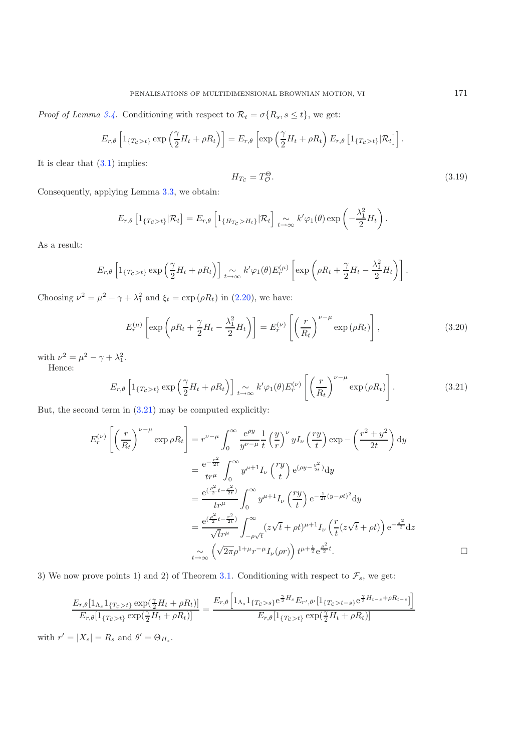*Proof of Lemma 3.4.* Conditioning with respect to $\mathcal{R}_t = \sigma\{R_s, s \le t\}$, we get:

$$E_{r,\theta}\left[1_{\{T_C>t\}} \exp\left(\frac{\gamma}{2}H_t + \rho R_t\right)\right] = E_{r,\theta}\left[\exp\left(\frac{\gamma}{2}H_t + \rho R_t\right) E_{r,\theta}\left[1_{\{T_C>t\}}|\mathcal{R}_t\right]\right].$$

It is clear that (3.1) implies:

$$H_{T_C} = T_{\mathcal{O}}^{\Theta}. \tag{3.19}$$

Consequently, applying Lemma 3.3, we obtain:

$$E_{r,\theta}\left[1_{\{T_C>t\}}|\mathcal{R}_t\right] = E_{r,\theta}\left[1_{\{H_{T_C}>H_t\}}|\mathcal{R}_t\right] \underset{t\to\infty}{\sim} k'\varphi_1(\theta)\exp\left(-\frac{\lambda_1^2}{2}H_t\right).$$

As a result:

$$E_{r,\theta}\left[1_{\{T_C>t\}} \exp\left(\frac{\gamma}{2}H_t + \rho R_t\right)\right] \underset{t\to\infty}{\sim} k'\varphi_1(\theta)E_r^{(\mu)}\left[\exp\left(\rho R_t + \frac{\gamma}{2}H_t - \frac{\lambda_1^2}{2}H_t\right)\right].$$

Choosing $\nu^2 = \mu^2 - \gamma + \lambda_1^2$ and $\xi_t = \exp(\rho R_t)$ in (2.20), we have:

$$E_r^{(\mu)}\left[\exp\left(\rho R_t + \frac{\gamma}{2}H_t - \frac{\lambda_1^2}{2}H_t\right)\right] = E_r^{(\nu)}\left[\left(\frac{r}{R_t}\right)^{\nu-\mu}\exp(\rho R_t)\right], \tag{3.20}$$

with $\nu^2 = \mu^2 - \gamma + \lambda_1^2$.

Hence:

$$E_{r,\theta}\left[1_{\{T_C>t\}} \exp\left(\frac{\gamma}{2}H_t + \rho R_t\right)\right] \underset{t\to\infty}{\sim} k'\varphi_1(\theta)E_r^{(\nu)}\left[\left(\frac{r}{R_t}\right)^{\nu-\mu}\exp(\rho R_t)\right]. \tag{3.21}$$

But, the second term in (3.21) may be computed explicitly:

$$\begin{aligned}
E_r^{(\nu)}\left[\left(\frac{r}{R_t}\right)^{\nu-\mu}\exp\rho R_t\right] &= r^{\nu-\mu}\int_0^\infty \frac{\mathrm{e}^{\rho y}}{y^{\nu-\mu}}\frac{1}{t}\left(\frac{y}{r}\right)^{\nu} y I_\nu\left(\frac{ry}{t}\right)\exp-\left(\frac{r^2+y^2}{2t}\right)\mathrm{d}y \\
&= \frac{\mathrm{e}^{-\frac{r^2}{2t}}}{tr^\mu}\int_0^\infty y^{\mu+1}I_\nu\left(\frac{ry}{t}\right)\mathrm{e}^{(\rho y - \frac{y^2}{2t})}\mathrm{d}y \\
&= \frac{\mathrm{e}^{(\frac{\rho^2}{2}t - \frac{r^2}{2t})}}{tr^\mu}\int_0^\infty y^{\mu+1}I_\nu\left(\frac{ry}{t}\right)\mathrm{e}^{-\frac{1}{2t}(y-\rho t)^2}\mathrm{d}y \\
&= \frac{\mathrm{e}^{(\frac{\rho^2}{2}t - \frac{r^2}{2t})}}{\sqrt{t}r^\mu}\int_{-\rho\sqrt{t}}^\infty (z\sqrt{t}+\rho t)^{\mu+1}I_\nu\left(\frac{r}{t}(z\sqrt{t}+\rho t)\right)\mathrm{e}^{-\frac{z^2}{2}}\mathrm{d}z \\
&\underset{t\to\infty}{\sim} \left(\sqrt{2\pi}\rho^{1+\mu}r^{-\mu}I_\nu(\rho r)\right)t^{\mu+\frac{1}{2}}\mathrm{e}^{\frac{\rho^2}{2}t}.
\end{aligned}$$

□

3) We now prove points 1) and 2) of Theorem 3.1. Conditioning with respect to $\mathcal{F}_s$, we get:

$$\frac{E_{r,\theta}[1_{\Lambda_s}1_{\{T_C>t\}}\exp(\frac{\gamma}{2}H_t+\rho R_t)]}{E_{r,\theta}[1_{\{T_C>t\}}\exp(\frac{\gamma}{2}H_t+\rho R_t)]} = \frac{E_{r,\theta}\left[1_{\Lambda_s}1_{\{T_C>s\}}\mathrm{e}^{\frac{\gamma}{2}H_s}E_{r',\theta'}[1_{\{T_C>t-s\}}\mathrm{e}^{\frac{\gamma}{2}H_{t-s}+\rho R_{t-s}}]\right]}{E_{r,\theta}[1_{\{T_C>t\}}\exp(\frac{\gamma}{2}H_t+\rho R_t)]}$$

with $r' = |X_s| = R_s$ and $\theta' = \Theta_{H_s}$.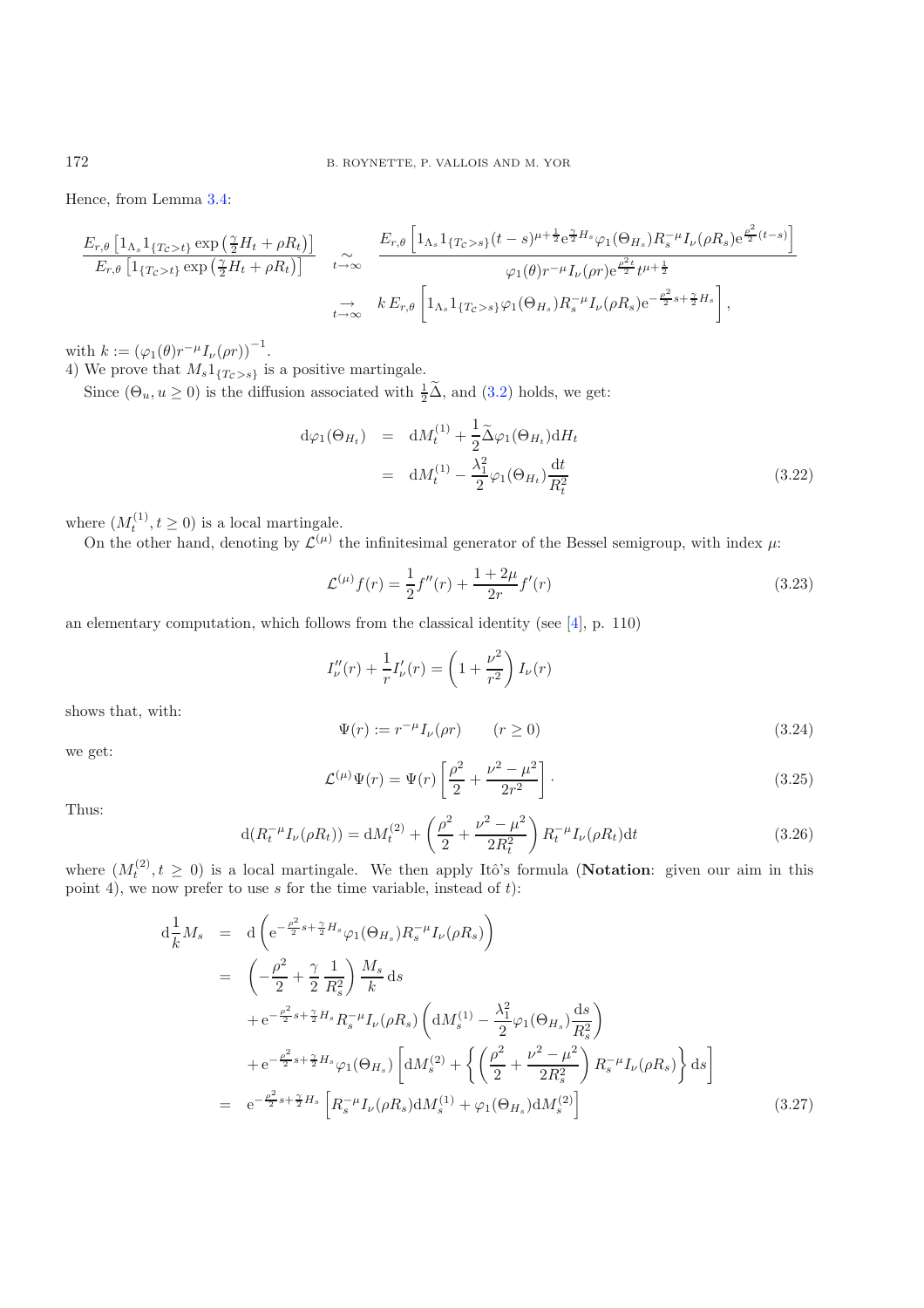Hence, from Lemma 3.4:

$$\frac{E_{r,\theta}\left[1_{\Lambda_s}1_{\{T_C>t\}}\exp\left(\frac{\gamma}{2}H_t+\rho R_t\right)\right]}{E_{r,\theta}\left[1_{\{T_C>t\}}\exp\left(\frac{\gamma}{2}H_t+\rho R_t\right)\right]} \underset{t\to\infty}{\sim} \frac{E_{r,\theta}\left[1_{\Lambda_s}1_{\{T_C>s\}}(t-s)^{\mu+\frac{1}{2}}\mathrm{e}^{\frac{\gamma}{2}H_s}\varphi_1(\Theta_{H_s})R_s^{-\mu}I_\nu(\rho R_s)\mathrm{e}^{\frac{\rho^2}{2}(t-s)}\right]}{\varphi_1(\theta)r^{-\mu}I_\nu(\rho r)\mathrm{e}^{\frac{\rho^2 t}{2}}t^{\mu+\frac{1}{2}}}$$

$$\underset{t\to\infty}{\to} k\, E_{r,\theta}\left[1_{\Lambda_s}1_{\{T_C>s\}}\varphi_1(\Theta_{H_s})R_s^{-\mu}I_\nu(\rho R_s)\mathrm{e}^{-\frac{\rho^2}{2}s+\frac{\gamma}{2}H_s}\right],$$

with $k := \left(\varphi_1(\theta)r^{-\mu}I_\nu(\rho r)\right)^{-1}$.

4) We prove that $M_s 1_{\{T_C>s\}}$ is a positive martingale.

Since $(\Theta_u, u\geq 0)$ is the diffusion associated with $\frac{1}{2}\widetilde{\Delta}$, and (3.2) holds, we get:

$$\begin{aligned}
\mathrm{d}\varphi_1(\Theta_{H_t}) &= \mathrm{d}M_t^{(1)} + \frac{1}{2}\widetilde{\Delta}\varphi_1(\Theta_{H_t})\mathrm{d}H_t \\
&= \mathrm{d}M_t^{(1)} - \frac{\lambda_1^2}{2}\varphi_1(\Theta_{H_t})\frac{\mathrm{d}t}{R_t^2}
\end{aligned} \tag{3.22}$$

where $(M_t^{(1)}, t\geq 0)$ is a local martingale.

On the other hand, denoting by $\mathcal{L}^{(\mu)}$ the infinitesimal generator of the Bessel semigroup, with index $\mu$:

$$\mathcal{L}^{(\mu)}f(r) = \frac{1}{2}f''(r) + \frac{1+2\mu}{2r}f'(r) \tag{3.23}$$

an elementary computation, which follows from the classical identity (see [4], p. 110)

$$I_\nu''(r) + \frac{1}{r}I_\nu'(r) = \left(1+\frac{\nu^2}{r^2}\right)I_\nu(r)$$

shows that, with:

$$\Psi(r) := r^{-\mu}I_\nu(\rho r) \qquad (r\geq 0) \tag{3.24}$$

we get:

$$\mathcal{L}^{(\mu)}\Psi(r) = \Psi(r)\left[\frac{\rho^2}{2}+\frac{\nu^2-\mu^2}{2r^2}\right]\cdot \tag{3.25}$$

Thus:

$$\mathrm{d}(R_t^{-\mu}I_\nu(\rho R_t)) = \mathrm{d}M_t^{(2)} + \left(\frac{\rho^2}{2}+\frac{\nu^2-\mu^2}{2R_t^2}\right)R_t^{-\mu}I_\nu(\rho R_t)\mathrm{d}t \tag{3.26}$$

where $(M_t^{(2)}, t\geq 0)$ is a local martingale. We then apply Itô's formula (**Notation**: given our aim in this point 4), we now prefer to use $s$ for the time variable, instead of $t$):

$$\begin{aligned}
\mathrm{d}\frac{1}{k}M_s &= \mathrm{d}\left(\mathrm{e}^{-\frac{\rho^2}{2}s+\frac{\gamma}{2}H_s}\varphi_1(\Theta_{H_s})R_s^{-\mu}I_\nu(\rho R_s)\right) \\
&= \left(-\frac{\rho^2}{2}+\frac{\gamma}{2}\frac{1}{R_s^2}\right)\frac{M_s}{k}\mathrm{d}s \\
&\quad + \mathrm{e}^{-\frac{\rho^2}{2}s+\frac{\gamma}{2}H_s}R_s^{-\mu}I_\nu(\rho R_s)\left(\mathrm{d}M_s^{(1)} - \frac{\lambda_1^2}{2}\varphi_1(\Theta_{H_s})\frac{\mathrm{d}s}{R_s^2}\right) \\
&\quad + \mathrm{e}^{-\frac{\rho^2}{2}s+\frac{\gamma}{2}H_s}\varphi_1(\Theta_{H_s})\left[\mathrm{d}M_s^{(2)} + \left\{\left(\frac{\rho^2}{2}+\frac{\nu^2-\mu^2}{2R_s^2}\right)R_s^{-\mu}I_\nu(\rho R_s)\right\}\mathrm{d}s\right] \\
&= \mathrm{e}^{-\frac{\rho^2}{2}s+\frac{\gamma}{2}H_s}\left[R_s^{-\mu}I_\nu(\rho R_s)\mathrm{d}M_s^{(1)} + \varphi_1(\Theta_{H_s})\mathrm{d}M_s^{(2)}\right]
\end{aligned} \tag{3.27}$$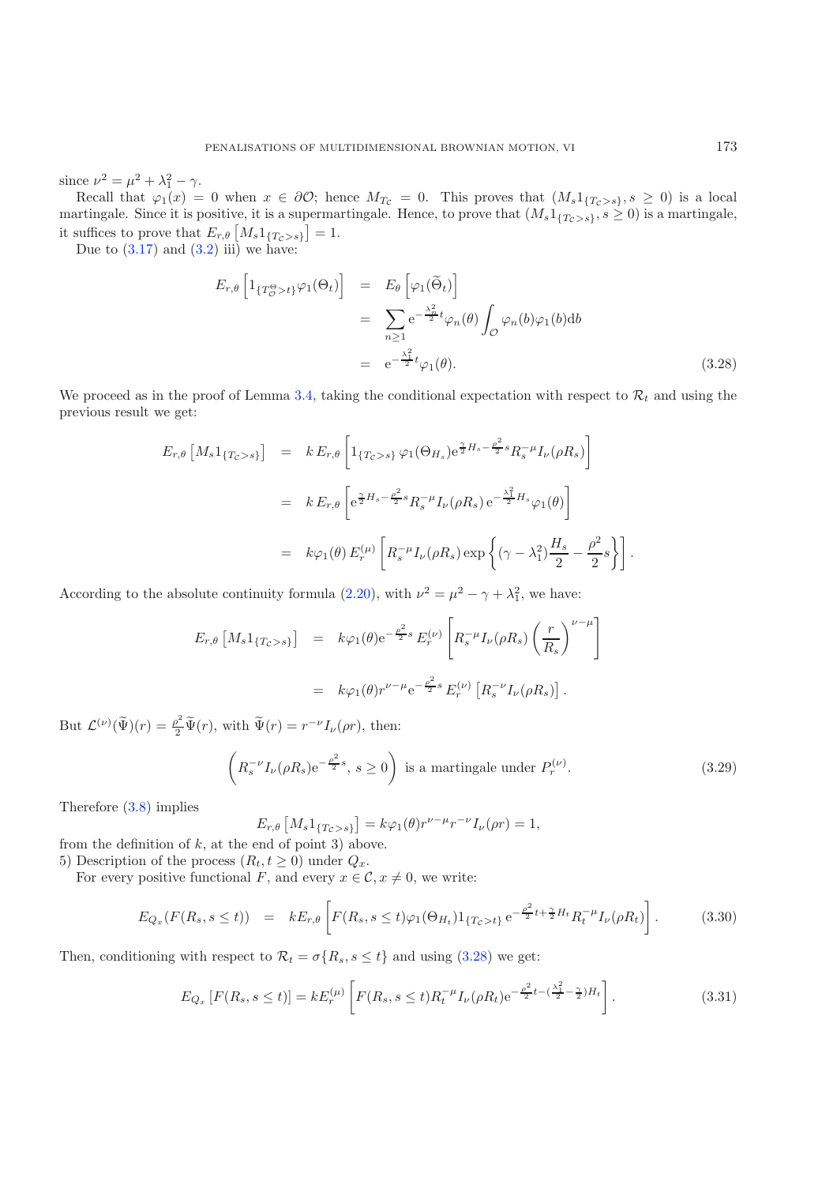since $\nu^2 = \mu^2 + \lambda_1^2 - \gamma$.

Recall that $\varphi_1(x) = 0$ when $x \in \partial\mathcal{O}$; hence $M_{T_\mathcal{C}} = 0$. This proves that $(M_s 1_{\{T_\mathcal{C}>s\}}, s \geq 0)$ is a local martingale. Since it is positive, it is a supermartingale. Hence, to prove that $(M_s 1_{\{T_\mathcal{C}>s\}}, s \geq 0)$ is a martingale, it suffices to prove that $E_{r,\theta}\left[M_s 1_{\{T_\mathcal{C}>s\}}\right] = 1$.

Due to (3.17) and (3.2) iii) we have:

$$
\begin{aligned}
E_{r,\theta}\left[1_{\{T^\Theta_\mathcal{O}>t\}}\varphi_1(\Theta_t)\right] &= E_\theta\left[\varphi_1(\widetilde{\Theta}_t)\right] \\
&= \sum_{n\geq 1} \mathrm{e}^{-\frac{\lambda_n^2}{2}t}\varphi_n(\theta)\int_\mathcal{O}\varphi_n(b)\varphi_1(b)\mathrm{d}b \\
&= \mathrm{e}^{-\frac{\lambda_1^2}{2}t}\varphi_1(\theta). \qquad (3.28)
\end{aligned}
$$

We proceed as in the proof of Lemma 3.4, taking the conditional expectation with respect to $\mathcal{R}_t$ and using the previous result we get:

$$
\begin{aligned}
E_{r,\theta}\left[M_s 1_{\{T_\mathcal{C}>s\}}\right] &= k\, E_{r,\theta}\left[1_{\{T_\mathcal{C}>s\}}\,\varphi_1(\Theta_{H_s})\mathrm{e}^{\frac{\gamma}{2}H_s - \frac{\rho^2}{2}s}R_s^{-\mu}I_\nu(\rho R_s)\right] \\
&= k\, E_{r,\theta}\left[\mathrm{e}^{\frac{\gamma}{2}H_s - \frac{\rho^2}{2}s}R_s^{-\mu}I_\nu(\rho R_s)\,\mathrm{e}^{-\frac{\lambda_1^2}{2}H_s}\varphi_1(\theta)\right] \\
&= k\varphi_1(\theta)\, E_r^{(\mu)}\left[R_s^{-\mu}I_\nu(\rho R_s)\exp\left\{(\gamma - \lambda_1^2)\frac{H_s}{2} - \frac{\rho^2}{2}s\right\}\right].
\end{aligned}
$$

According to the absolute continuity formula (2.20), with $\nu^2 = \mu^2 - \gamma + \lambda_1^2$, we have:

$$
\begin{aligned}
E_{r,\theta}\left[M_s 1_{\{T_\mathcal{C}>s\}}\right] &= k\varphi_1(\theta)\mathrm{e}^{-\frac{\rho^2}{2}s}\, E_r^{(\nu)}\left[R_s^{-\mu}I_\nu(\rho R_s)\left(\frac{r}{R_s}\right)^{\nu-\mu}\right] \\
&= k\varphi_1(\theta)r^{\nu-\mu}\mathrm{e}^{-\frac{\rho^2}{2}s}\, E_r^{(\nu)}\left[R_s^{-\nu}I_\nu(\rho R_s)\right].
\end{aligned}
$$

But $\mathcal{L}^{(\nu)}(\widetilde{\Psi})(r) = \frac{\rho^2}{2}\widetilde{\Psi}(r)$, with $\widetilde{\Psi}(r) = r^{-\nu}I_\nu(\rho r)$, then:

$$
\left(R_s^{-\nu}I_\nu(\rho R_s)\mathrm{e}^{-\frac{\rho^2}{2}s},\, s \geq 0\right) \text{ is a martingale under } P_r^{(\nu)}. \qquad (3.29)
$$

Therefore (3.8) implies

$$
E_{r,\theta}\left[M_s 1_{\{T_\mathcal{C}>s\}}\right] = k\varphi_1(\theta)r^{\nu-\mu}r^{-\nu}I_\nu(\rho r) = 1,
$$

from the definition of $k$, at the end of point 3) above.

5) Description of the process $(R_t, t \geq 0)$ under $Q_x$.

For every positive functional $F$, and every $x \in \mathcal{C}, x \neq 0$, we write:

$$
E_{Q_x}(F(R_s, s \leq t)) = kE_{r,\theta}\left[F(R_s, s \leq t)\varphi_1(\Theta_{H_t})1_{\{T_\mathcal{C}>t\}}\,\mathrm{e}^{-\frac{\rho^2}{2}t + \frac{\gamma}{2}H_t}R_t^{-\mu}I_\nu(\rho R_t)\right]. \qquad (3.30)
$$

Then, conditioning with respect to $\mathcal{R}_t = \sigma\{R_s, s \leq t\}$ and using (3.28) we get:

$$
E_{Q_x}\left[F(R_s, s \leq t)\right] = kE_r^{(\mu)}\left[F(R_s, s \leq t)R_t^{-\mu}I_\nu(\rho R_t)\mathrm{e}^{-\frac{\rho^2}{2}t - (\frac{\lambda_1^2}{2} - \frac{\gamma}{2})H_t}\right]. \qquad (3.31)
$$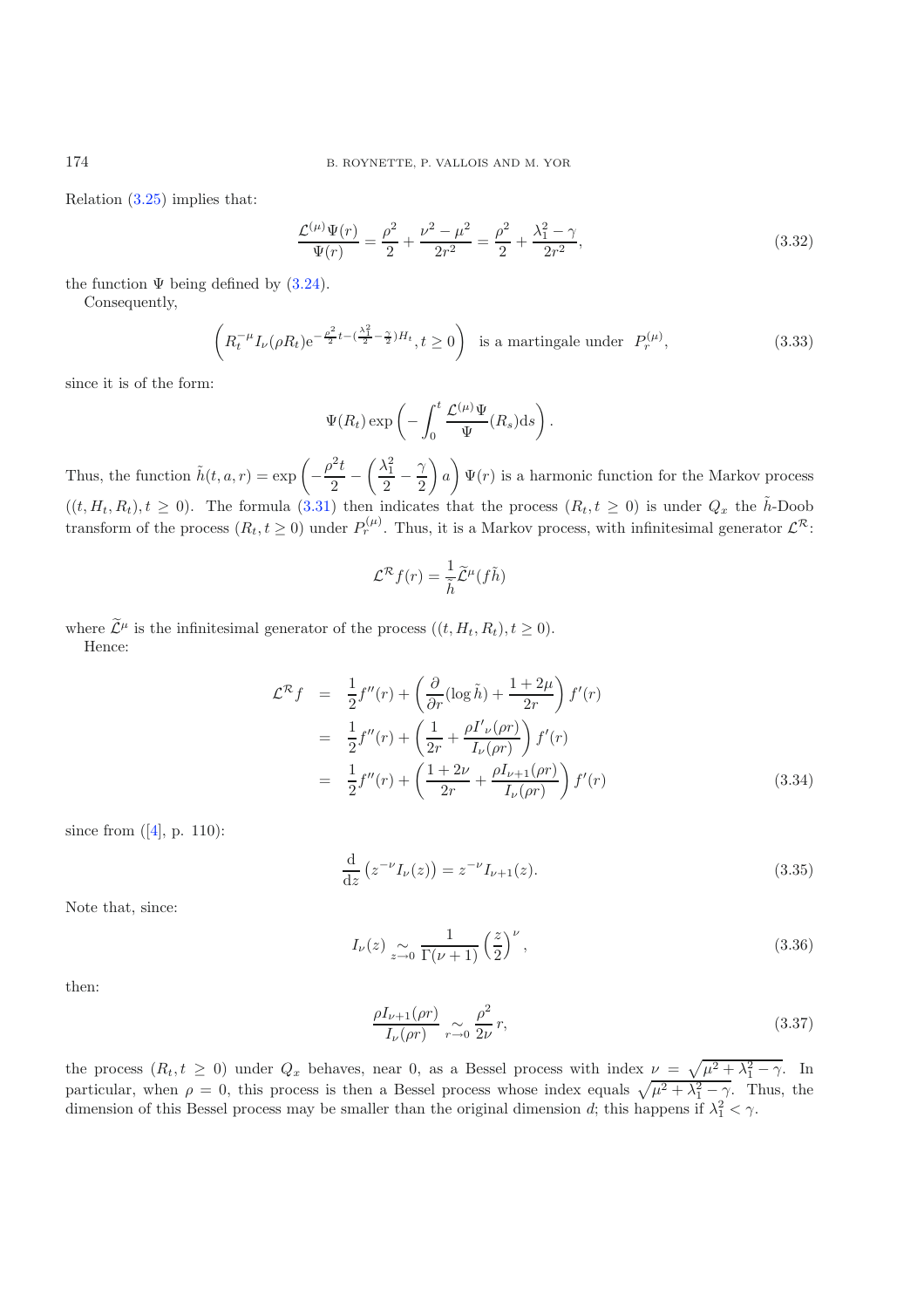Relation (3.25) implies that:

$$\frac{\mathcal{L}^{(\mu)}\Psi(r)}{\Psi(r)} = \frac{\rho^2}{2} + \frac{\nu^2-\mu^2}{2r^2} = \frac{\rho^2}{2} + \frac{\lambda_1^2-\gamma}{2r^2}, \tag{3.32}$$

the function $\Psi$ being defined by (3.24).

Consequently,

$$\left(R_t^{-\mu} I_\nu(\rho R_t) \mathrm{e}^{-\frac{\rho^2}{2}t - (\frac{\lambda_1^2}{2}-\frac{\gamma}{2})H_t}, t \geq 0\right) \quad \text{is a martingale under} \quad P_r^{(\mu)}, \tag{3.33}$$

since it is of the form:

$$\Psi(R_t)\exp\left(-\int_0^t \frac{\mathcal{L}^{(\mu)}\Psi}{\Psi}(R_s)\mathrm{d}s\right).$$

Thus, the function $\tilde{h}(t,a,r) = \exp\left(-\frac{\rho^2 t}{2} - \left(\frac{\lambda_1^2}{2} - \frac{\gamma}{2}\right)a\right)\Psi(r)$ is a harmonic function for the Markov process $((t,H_t,R_t), t\geq 0)$. The formula (3.31) then indicates that the process $(R_t, t \geq 0)$ is under $Q_x$ the $\tilde{h}$-Doob transform of the process $(R_t, t\geq 0)$ under $P_r^{(\mu)}$. Thus, it is a Markov process, with infinitesimal generator $\mathcal{L}^{\mathcal{R}}$:

$$\mathcal{L}^{\mathcal{R}} f(r) = \frac{1}{\tilde{h}}\widetilde{\mathcal{L}}^{\mu}(f\tilde{h})$$

where $\widetilde{\mathcal{L}}^{\mu}$ is the infinitesimal generator of the process $((t,H_t,R_t), t\geq 0)$.

Hence:

$$\begin{aligned}
\mathcal{L}^{\mathcal{R}} f &= \frac{1}{2}f''(r) + \left(\frac{\partial}{\partial r}(\log \tilde{h}) + \frac{1+2\mu}{2r}\right)f'(r)\\
&= \frac{1}{2}f''(r) + \left(\frac{1}{2r} + \frac{\rho I'_\nu(\rho r)}{I_\nu(\rho r)}\right)f'(r)\\
&= \frac{1}{2}f''(r) + \left(\frac{1+2\nu}{2r} + \frac{\rho I_{\nu+1}(\rho r)}{I_\nu(\rho r)}\right)f'(r)
\end{aligned} \tag{3.34}$$

since from ([4], p. 110):

$$\frac{\mathrm{d}}{\mathrm{d}z}\left(z^{-\nu}I_\nu(z)\right) = z^{-\nu}I_{\nu+1}(z). \tag{3.35}$$

Note that, since:

$$I_\nu(z) \underset{z\to 0}{\sim} \frac{1}{\Gamma(\nu+1)}\left(\frac{z}{2}\right)^\nu, \tag{3.36}$$

then:

$$\frac{\rho I_{\nu+1}(\rho r)}{I_\nu(\rho r)} \underset{r\to 0}{\sim} \frac{\rho^2}{2\nu}r, \tag{3.37}$$

the process $(R_t, t\geq 0)$ under $Q_x$ behaves, near 0, as a Bessel process with index $\nu = \sqrt{\mu^2+\lambda_1^2-\gamma}$. In particular, when $\rho = 0$, this process is then a Bessel process whose index equals $\sqrt{\mu^2+\lambda_1^2-\gamma}$. Thus, the dimension of this Bessel process may be smaller than the original dimension $d$; this happens if $\lambda_1^2 < \gamma$.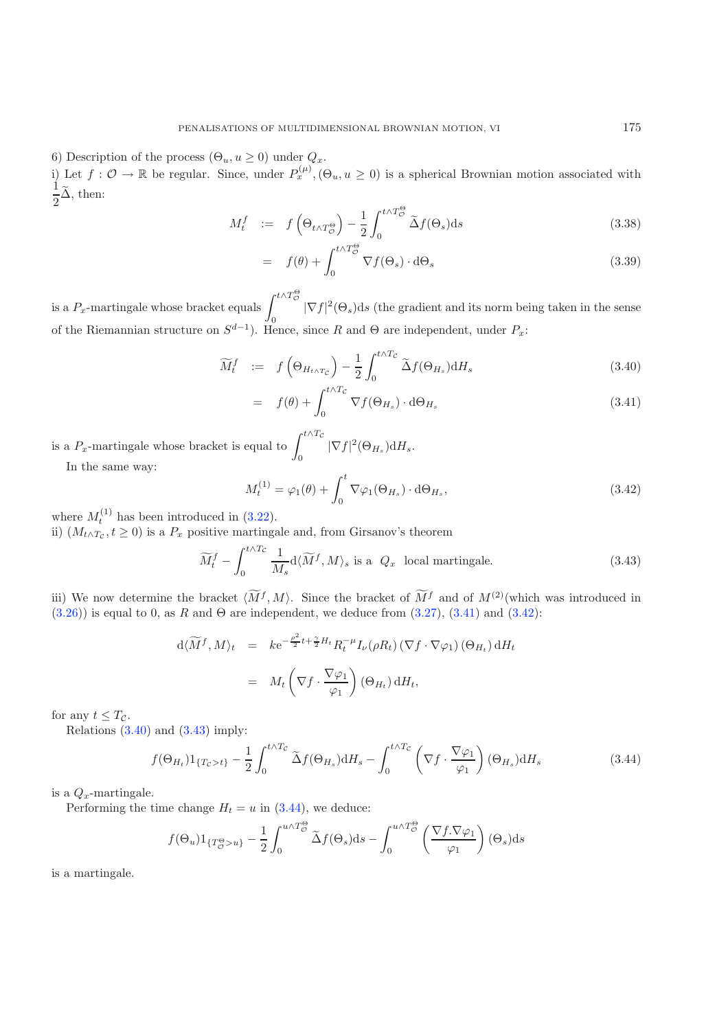6) Description of the process $(\Theta_u, u \geq 0)$ under $Q_x$.

i) Let $f : \mathcal{O} \to \mathbb{R}$ be regular. Since, under $P_x^{(\mu)}, (\Theta_u, u \geq 0)$ is a spherical Brownian motion associated with $\frac{1}{2}\widetilde{\Delta}$, then:

$$
\begin{aligned}
M_t^f \quad &:= \quad f\left(\Theta_{t \wedge T_{\mathcal{O}}^{\Theta}}\right) - \frac{1}{2}\int_0^{t \wedge T_{\mathcal{O}}^{\Theta}} \widetilde{\Delta} f(\Theta_s)\mathrm{d}s \qquad (3.38)\\
&= \quad f(\theta) + \int_0^{t \wedge T_{\mathcal{O}}^{\Theta}} \nabla f(\Theta_s) \cdot \mathrm{d}\Theta_s \qquad (3.39)
\end{aligned}
$$

is a $P_x$-martingale whose bracket equals $\displaystyle\int_0^{t \wedge T_{\mathcal{O}}^{\Theta}} |\nabla f|^2(\Theta_s)\mathrm{d}s$ (the gradient and its norm being taken in the sense of the Riemannian structure on $S^{d-1}$). Hence, since $R$ and $\Theta$ are independent, under $P_x$:

$$
\begin{aligned}
\widetilde{M}_t^f \quad &:= \quad f\left(\Theta_{H_{t \wedge T_{\mathcal{C}}}}\right) - \frac{1}{2}\int_0^{t \wedge T_{\mathcal{C}}} \widetilde{\Delta} f(\Theta_{H_s})\mathrm{d}H_s \qquad (3.40)\\
&= \quad f(\theta) + \int_0^{t \wedge T_{\mathcal{C}}} \nabla f(\Theta_{H_s}) \cdot \mathrm{d}\Theta_{H_s} \qquad (3.41)
\end{aligned}
$$

is a $P_x$-martingale whose bracket is equal to $\displaystyle\int_0^{t \wedge T_{\mathcal{C}}} |\nabla f|^2(\Theta_{H_s})\mathrm{d}H_s$.

In the same way:

$$
M_t^{(1)} = \varphi_1(\theta) + \int_0^t \nabla \varphi_1(\Theta_{H_s}) \cdot \mathrm{d}\Theta_{H_s}, \qquad (3.42)
$$

where $M_t^{(1)}$ has been introduced in (3.22).

ii) $(M_{t \wedge T_{\mathcal{C}}}, t \geq 0)$ is a $P_x$ positive martingale and, from Girsanov's theorem

$$
\widetilde{M}_t^f - \int_0^{t \wedge T_{\mathcal{C}}} \frac{1}{M_s}\mathrm{d}\langle \widetilde{M}^f, M\rangle_s \text{ is a } \; Q_x \; \text{ local martingale.} \qquad (3.43)
$$

iii) We now determine the bracket $\langle \widetilde{M}^f, M\rangle$. Since the bracket of $\widetilde{M}^f$ and of $M^{(2)}$(which was introduced in (3.26)) is equal to 0, as $R$ and $\Theta$ are independent, we deduce from (3.27), (3.41) and (3.42):

$$
\begin{aligned}
\mathrm{d}\langle \widetilde{M}^f, M\rangle_t \quad &= \quad k\mathrm{e}^{-\frac{\rho^2}{2}t + \frac{\gamma}{2}H_t} R_t^{-\mu} I_\nu(\rho R_t) \left(\nabla f \cdot \nabla \varphi_1\right)(\Theta_{H_t})\,\mathrm{d}H_t\\
&= \quad M_t \left(\nabla f \cdot \frac{\nabla \varphi_1}{\varphi_1}\right)(\Theta_{H_t})\,\mathrm{d}H_t,
\end{aligned}
$$

for any $t \leq T_{\mathcal{C}}$.

Relations (3.40) and (3.43) imply:

$$
f(\Theta_{H_t})1_{\{T_{\mathcal{C}} > t\}} - \frac{1}{2}\int_0^{t \wedge T_{\mathcal{C}}} \widetilde{\Delta} f(\Theta_{H_s})\mathrm{d}H_s - \int_0^{t \wedge T_{\mathcal{C}}} \left(\nabla f \cdot \frac{\nabla \varphi_1}{\varphi_1}\right)(\Theta_{H_s})\mathrm{d}H_s \qquad (3.44)
$$

is a $Q_x$-martingale.

Performing the time change $H_t = u$ in (3.44), we deduce:

$$
f(\Theta_u)1_{\{T_{\mathcal{O}}^{\Theta} > u\}} - \frac{1}{2}\int_0^{u \wedge T_{\mathcal{O}}^{\Theta}} \widetilde{\Delta} f(\Theta_s)\mathrm{d}s - \int_0^{u \wedge T_{\mathcal{O}}^{\Theta}} \left(\frac{\nabla f . \nabla \varphi_1}{\varphi_1}\right)(\Theta_s)\mathrm{d}s
$$

is a martingale.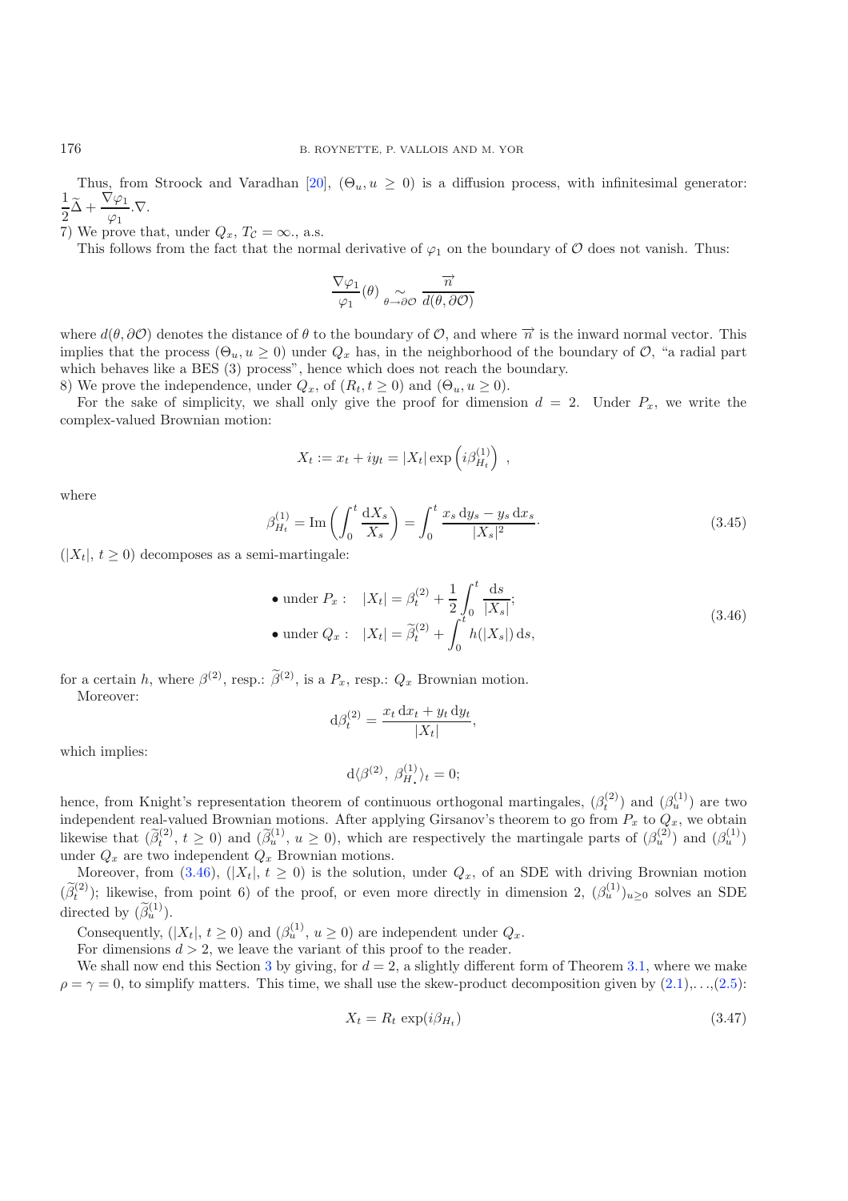Thus, from Stroock and Varadhan [20], $(\Theta_u, u \geq 0)$ is a diffusion process, with infinitesimal generator: $\dfrac{1}{2}\widetilde{\Delta} + \dfrac{\nabla\varphi_1}{\varphi_1}.\nabla$.

7) We prove that, under $Q_x$, $T_{\mathcal{C}} = \infty$., a.s.

This follows from the fact that the normal derivative of $\varphi_1$ on the boundary of $\mathcal{O}$ does not vanish. Thus:

$$\frac{\nabla\varphi_1}{\varphi_1}(\theta) \underset{\theta \to \partial\mathcal{O}}{\sim} \frac{\overrightarrow{n}}{d(\theta, \partial\mathcal{O})}$$

where $d(\theta, \partial\mathcal{O})$ denotes the distance of $\theta$ to the boundary of $\mathcal{O}$, and where $\overrightarrow{n}$ is the inward normal vector. This implies that the process $(\Theta_u, u \geq 0)$ under $Q_x$ has, in the neighborhood of the boundary of $\mathcal{O}$, "a radial part which behaves like a BES (3) process", hence which does not reach the boundary.

8) We prove the independence, under $Q_x$, of $(R_t, t \geq 0)$ and $(\Theta_u, u \geq 0)$.

For the sake of simplicity, we shall only give the proof for dimension $d = 2$. Under $P_x$, we write the complex-valued Brownian motion:

$$X_t := x_t + iy_t = |X_t| \exp\left(i\beta^{(1)}_{H_t}\right),$$

where

$$\beta^{(1)}_{H_t} = \mathrm{Im}\left(\int_0^t \frac{\mathrm{d}X_s}{X_s}\right) = \int_0^t \frac{x_s\,\mathrm{d}y_s - y_s\,\mathrm{d}x_s}{|X_s|^2}. \tag{3.45}$$

$(|X_t|,\, t \geq 0)$ decomposes as a semi-martingale:

$$\begin{aligned}
&\bullet \text{ under } P_x: \quad |X_t| = \beta^{(2)}_t + \frac{1}{2}\int_0^t \frac{\mathrm{d}s}{|X_s|};\\
&\bullet \text{ under } Q_x: \quad |X_t| = \widetilde{\beta}^{(2)}_t + \int_0^t h(|X_s|)\,\mathrm{d}s,
\end{aligned} \tag{3.46}$$

for a certain $h$, where $\beta^{(2)}$, resp.: $\widetilde{\beta}^{(2)}$, is a $P_x$, resp.: $Q_x$ Brownian motion.

Moreover:

$$\mathrm{d}\beta^{(2)}_t = \frac{x_t\,\mathrm{d}x_t + y_t\,\mathrm{d}y_t}{|X_t|},$$

which implies:

$$\mathrm{d}\langle \beta^{(2)},\, \beta^{(1)}_{H_\bullet}\rangle_t = 0;$$

hence, from Knight's representation theorem of continuous orthogonal martingales, $(\beta^{(2)}_t)$ and $(\beta^{(1)}_u)$ are two independent real-valued Brownian motions. After applying Girsanov's theorem to go from $P_x$ to $Q_x$, we obtain likewise that $(\widetilde{\beta}^{(2)}_t,\, t \geq 0)$ and $(\widetilde{\beta}^{(1)}_u,\, u \geq 0)$, which are respectively the martingale parts of $(\beta^{(2)}_u)$ and $(\beta^{(1)}_u)$ under $Q_x$ are two independent $Q_x$ Brownian motions.

Moreover, from (3.46), $(|X_t|,\, t \geq 0)$ is the solution, under $Q_x$, of an SDE with driving Brownian motion $(\widetilde{\beta}^{(2)}_t)$; likewise, from point 6) of the proof, or even more directly in dimension 2, $(\beta^{(1)}_u)_{u\geq 0}$ solves an SDE directed by $(\widetilde{\beta}^{(1)}_u)$.

Consequently, $(|X_t|,\, t \geq 0)$ and $(\beta^{(1)}_u,\, u \geq 0)$ are independent under $Q_x$.

For dimensions $d > 2$, we leave the variant of this proof to the reader.

We shall now end this Section 3 by giving, for $d = 2$, a slightly different form of Theorem 3.1, where we make $\rho = \gamma = 0$, to simplify matters. This time, we shall use the skew-product decomposition given by (2.1),...,(2.5):

$$X_t = R_t \exp(i\beta_{H_t}) \tag{3.47}$$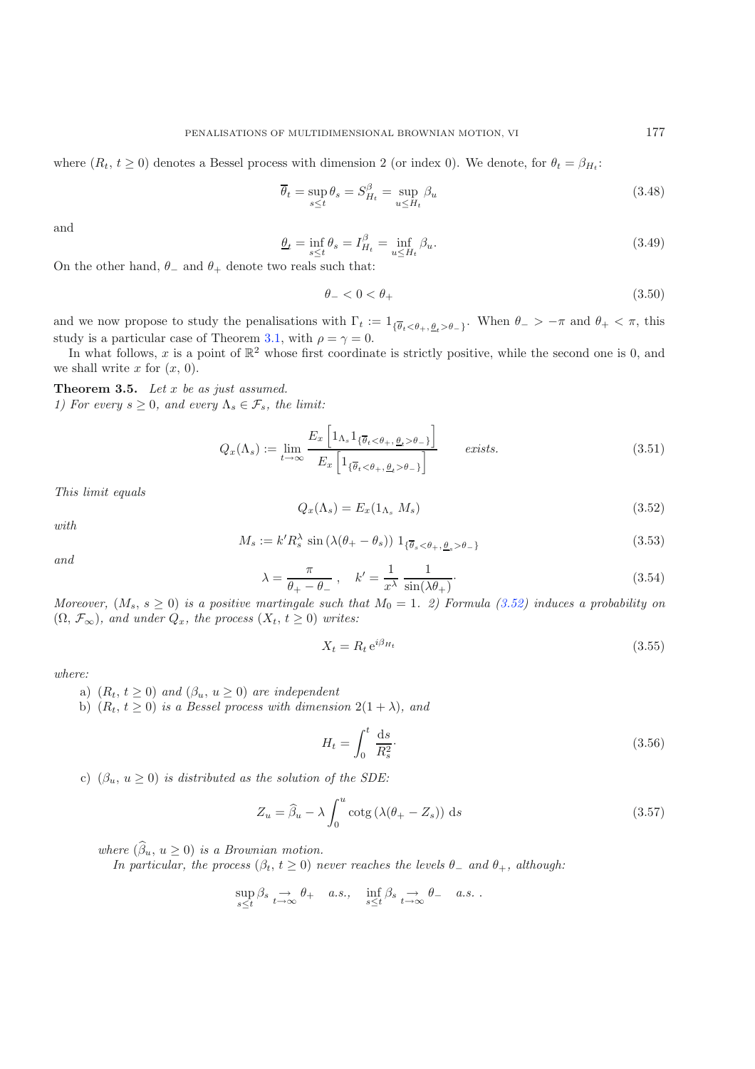where $(R_t, t \geq 0)$ denotes a Bessel process with dimension 2 (or index 0). We denote, for $\theta_t = \beta_{H_t}$:

$$\overline{\theta}_t = \sup_{s \leq t} \theta_s = S^{\beta}_{H_t} = \sup_{u \leq H_t} \beta_u \tag{3.48}$$

and

$$\underline{\theta}_t = \inf_{s \leq t} \theta_s = I^{\beta}_{H_t} = \inf_{u \leq H_t} \beta_u. \tag{3.49}$$

On the other hand, $\theta_-$ and $\theta_+$ denote two reals such that:

$$\theta_- < 0 < \theta_+ \tag{3.50}$$

and we now propose to study the penalisations with $\Gamma_t := 1_{\{\overline{\theta}_t < \theta_+, \underline{\theta}_t > \theta_-\}}$. When $\theta_- > -\pi$ and $\theta_+ < \pi$, this study is a particular case of Theorem 3.1, with $\rho = \gamma = 0$.

In what follows, $x$ is a point of $\mathbb{R}^2$ whose first coordinate is strictly positive, while the second one is 0, and we shall write $x$ for $(x, 0)$.

**Theorem 3.5.** *Let $x$ be as just assumed.*
*1) For every $s \geq 0$, and every $\Lambda_s \in \mathcal{F}_s$, the limit:*

$$Q_x(\Lambda_s) := \lim_{t \to \infty} \frac{E_x\left[1_{\Lambda_s} 1_{\{\overline{\theta}_t < \theta_+, \underline{\theta}_t > \theta_-\}}\right]}{E_x\left[1_{\{\overline{\theta}_t < \theta_+, \underline{\theta}_t > \theta_-\}}\right]} \qquad \textit{exists.} \tag{3.51}$$

*This limit equals*

$$Q_x(\Lambda_s) = E_x(1_{\Lambda_s}\, M_s) \tag{3.52}$$

*with*

$$M_s := k' R_s^{\lambda} \sin\left(\lambda(\theta_+ - \theta_s)\right) 1_{\{\overline{\theta}_s < \theta_+, \underline{\theta}_s > \theta_-\}} \tag{3.53}$$

*and*

$$\lambda = \frac{\pi}{\theta_+ - \theta_-}\,, \quad k' = \frac{1}{x^{\lambda}}\, \frac{1}{\sin(\lambda \theta_+)}\cdot \tag{3.54}$$

*Moreover, $(M_s, s \geq 0)$ is a positive martingale such that $M_0 = 1$. 2) Formula (3.52) induces a probability on $(\Omega, \mathcal{F}_\infty)$, and under $Q_x$, the process $(X_t, t \geq 0)$ writes:*

$$X_t = R_t\, \mathrm{e}^{i\beta_{H_t}} \tag{3.55}$$

*where:*

a) *$(R_t, t \geq 0)$ and $(\beta_u, u \geq 0)$ are independent*

b) *$(R_t, t \geq 0)$ is a Bessel process with dimension $2(1 + \lambda)$, and*

$$H_t = \int_0^t \frac{\mathrm{d}s}{R_s^2}\cdot \tag{3.56}$$

c) *$(\beta_u, u \geq 0)$ is distributed as the solution of the SDE:*

$$Z_u = \widehat{\beta}_u - \lambda \int_0^u \mathrm{cotg}\left(\lambda(\theta_+ - Z_s)\right) \mathrm{d}s \tag{3.57}$$

*where $(\widehat{\beta}_u, u \geq 0)$ is a Brownian motion.*

*In particular, the process $(\beta_t, t \geq 0)$ never reaches the levels $\theta_-$ and $\theta_+$, although:*

$$\sup_{s \leq t} \beta_s \underset{t \to \infty}{\to} \theta_+ \quad a.s., \quad \inf_{s \leq t} \beta_s \underset{t \to \infty}{\to} \theta_- \quad a.s.\ .$$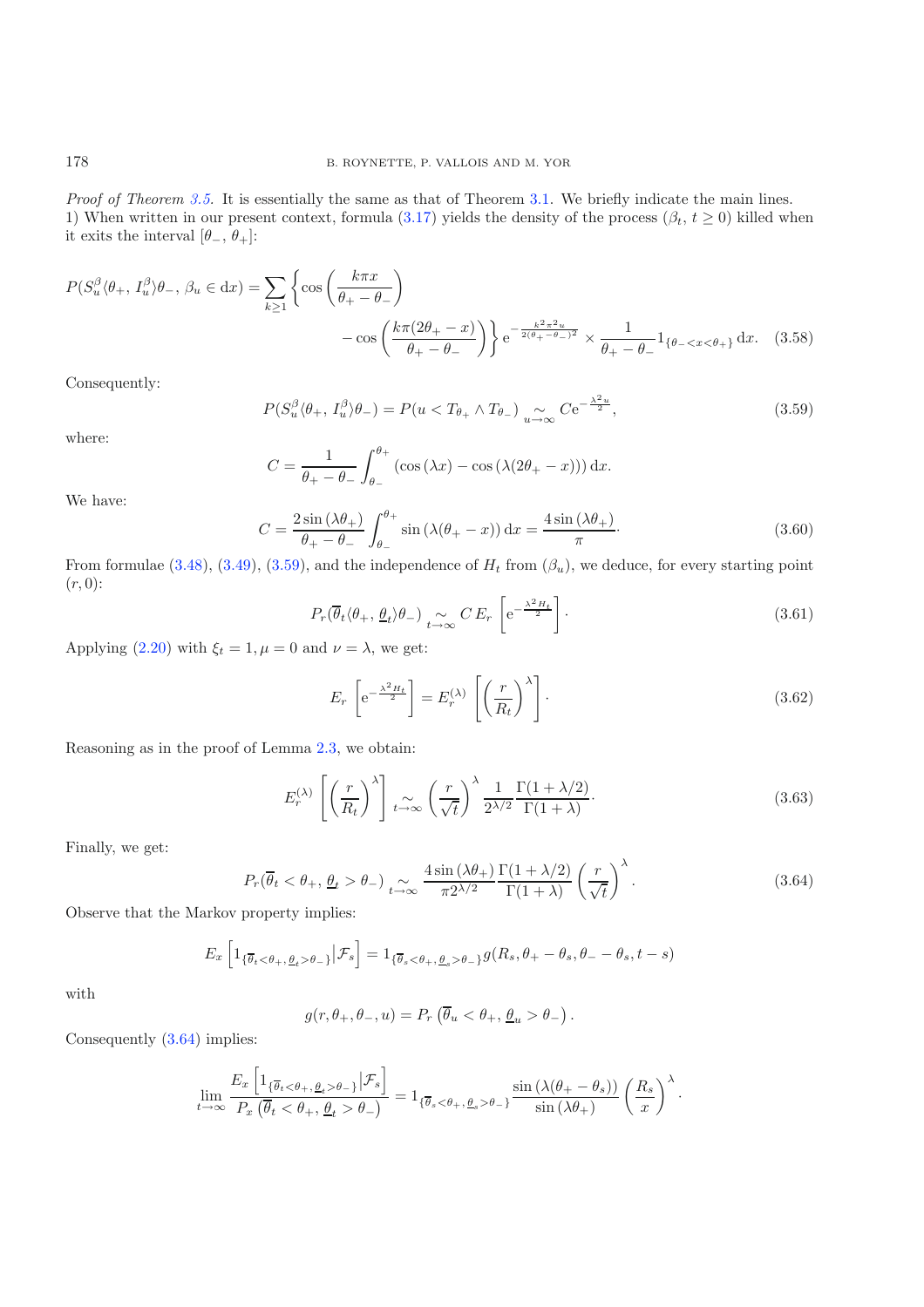*Proof of Theorem 3.5.* It is essentially the same as that of Theorem 3.1. We briefly indicate the main lines.
1) When written in our present context, formula (3.17) yields the density of the process $(\beta_t, t \geq 0)$ killed when it exits the interval $[\theta_-, \theta_+]$:

$$P(S_u^\beta \langle \theta_+, I_u^\beta \rangle \theta_-, \beta_u \in \mathrm{d}x) = \sum_{k \geq 1} \left\{ \cos\left(\frac{k\pi x}{\theta_+ - \theta_-}\right) - \cos\left(\frac{k\pi(2\theta_+ - x)}{\theta_+ - \theta_-}\right) \right\} \mathrm{e}^{-\frac{k^2\pi^2 u}{2(\theta_+ - \theta_-)^2}} \times \frac{1}{\theta_+ - \theta_-} 1_{\{\theta_- < x < \theta_+\}} \,\mathrm{d}x. \quad (3.58)$$

Consequently:

$$P(S_u^\beta \langle \theta_+, I_u^\beta \rangle \theta_-) = P(u < T_{\theta_+} \wedge T_{\theta_-}) \underset{u\to\infty}{\sim} C \mathrm{e}^{-\frac{\lambda^2 u}{2}}, \quad (3.59)$$

where:

$$C = \frac{1}{\theta_+ - \theta_-} \int_{\theta_-}^{\theta_+} \left(\cos(\lambda x) - \cos(\lambda(2\theta_+ - x))\right) \mathrm{d}x.$$

We have:

$$C = \frac{2\sin(\lambda\theta_+)}{\theta_+ - \theta_-} \int_{\theta_-}^{\theta_+} \sin(\lambda(\theta_+ - x))\,\mathrm{d}x = \frac{4\sin(\lambda\theta_+)}{\pi} \cdot \quad (3.60)$$

From formulae (3.48), (3.49), (3.59), and the independence of $H_t$ from $(\beta_u)$, we deduce, for every starting point $(r, 0)$:

$$P_r(\overline{\theta}_t \langle \theta_+, \underline{\theta}_t \rangle \theta_-) \underset{t\to\infty}{\sim} C\, E_r\left[\mathrm{e}^{-\frac{\lambda^2 H_t}{2}}\right] \cdot \quad (3.61)$$

Applying (2.20) with $\xi_t = 1, \mu = 0$ and $\nu = \lambda$, we get:

$$E_r\left[\mathrm{e}^{-\frac{\lambda^2 H_t}{2}}\right] = E_r^{(\lambda)}\left[\left(\frac{r}{R_t}\right)^\lambda\right] \cdot \quad (3.62)$$

Reasoning as in the proof of Lemma 2.3, we obtain:

$$E_r^{(\lambda)}\left[\left(\frac{r}{R_t}\right)^\lambda\right] \underset{t\to\infty}{\sim} \left(\frac{r}{\sqrt{t}}\right)^\lambda \frac{1}{2^{\lambda/2}} \frac{\Gamma(1+\lambda/2)}{\Gamma(1+\lambda)} \cdot \quad (3.63)$$

Finally, we get:

$$P_r(\overline{\theta}_t < \theta_+, \underline{\theta}_t > \theta_-) \underset{t\to\infty}{\sim} \frac{4\sin(\lambda\theta_+)}{\pi 2^{\lambda/2}} \frac{\Gamma(1+\lambda/2)}{\Gamma(1+\lambda)} \left(\frac{r}{\sqrt{t}}\right)^\lambda. \quad (3.64)$$

Observe that the Markov property implies:

$$E_x\left[1_{\{\overline{\theta}_t < \theta_+, \underline{\theta}_t > \theta_-\}} \big| \mathcal{F}_s\right] = 1_{\{\overline{\theta}_s < \theta_+, \underline{\theta}_s > \theta_-\}} g(R_s, \theta_+ - \theta_s, \theta_- - \theta_s, t - s)$$

with

$$g(r, \theta_+, \theta_-, u) = P_r\left(\overline{\theta}_u < \theta_+, \underline{\theta}_u > \theta_-\right).$$

Consequently (3.64) implies:

$$\lim_{t\to\infty} \frac{E_x\left[1_{\{\overline{\theta}_t < \theta_+, \underline{\theta}_t > \theta_-\}} \big| \mathcal{F}_s\right]}{P_x\left(\overline{\theta}_t < \theta_+, \underline{\theta}_t > \theta_-\right)} = 1_{\{\overline{\theta}_s < \theta_+, \underline{\theta}_s > \theta_-\}} \frac{\sin(\lambda(\theta_+ - \theta_s))}{\sin(\lambda\theta_+)} \left(\frac{R_s}{x}\right)^\lambda.$$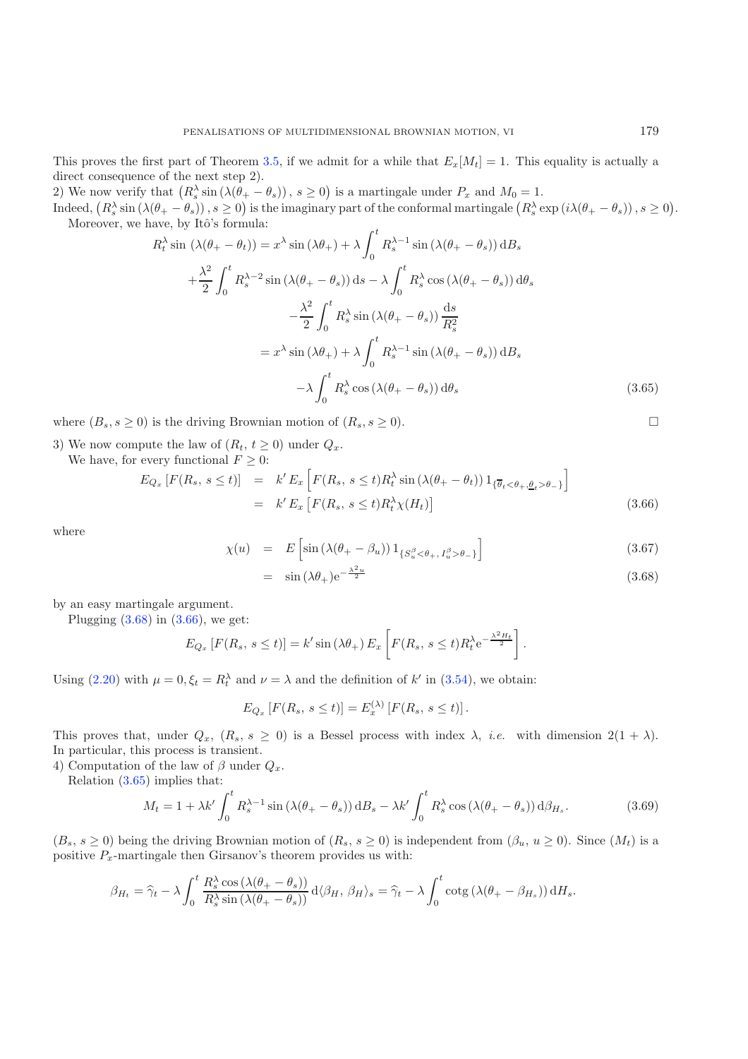This proves the first part of Theorem 3.5, if we admit for a while that $E_x[M_t] = 1$. This equality is actually a direct consequence of the next step 2).

2) We now verify that $\left(R_s^\lambda \sin\left(\lambda(\theta_+ - \theta_s)\right), s \geq 0\right)$ is a martingale under $P_x$ and $M_0 = 1$.

Indeed, $\left(R_s^\lambda \sin\left(\lambda(\theta_+ - \theta_s)\right), s \geq 0\right)$ is the imaginary part of the conformal martingale $\left(R_s^\lambda \exp\left(i\lambda(\theta_+ - \theta_s)\right), s \geq 0\right)$.

Moreover, we have, by Itô's formula:

$$
\begin{aligned}
R_t^\lambda \sin\left(\lambda(\theta_+ - \theta_t)\right) &= x^\lambda \sin(\lambda\theta_+) + \lambda \int_0^t R_s^{\lambda-1} \sin\left(\lambda(\theta_+ - \theta_s)\right) \mathrm{d}B_s \\
&\quad + \frac{\lambda^2}{2} \int_0^t R_s^{\lambda-2} \sin\left(\lambda(\theta_+ - \theta_s)\right) \mathrm{d}s - \lambda \int_0^t R_s^\lambda \cos\left(\lambda(\theta_+ - \theta_s)\right) \mathrm{d}\theta_s \\
&\quad - \frac{\lambda^2}{2} \int_0^t R_s^\lambda \sin\left(\lambda(\theta_+ - \theta_s)\right) \frac{\mathrm{d}s}{R_s^2} \\
&= x^\lambda \sin(\lambda\theta_+) + \lambda \int_0^t R_s^{\lambda-1} \sin\left(\lambda(\theta_+ - \theta_s)\right) \mathrm{d}B_s \\
&\quad - \lambda \int_0^t R_s^\lambda \cos\left(\lambda(\theta_+ - \theta_s)\right) \mathrm{d}\theta_s
\end{aligned}
\tag{3.65}
$$

where $(B_s, s \geq 0)$ is the driving Brownian motion of $(R_s, s \geq 0)$. □

3) We now compute the law of $(R_t, t \geq 0)$ under $Q_x$.

We have, for every functional $F \geq 0$:

$$
\begin{aligned}
E_{Q_x}\left[F(R_s, s \leq t)\right] &= k' \, E_x\left[F(R_s, s \leq t) R_t^\lambda \sin\left(\lambda(\theta_+ - \theta_t)\right) 1_{\{\overline{\theta}_t < \theta_+, \underline{\theta}_t > \theta_-\}}\right] \\
&= k' \, E_x\left[F(R_s, s \leq t) R_t^\lambda \chi(H_t)\right]
\end{aligned}
\tag{3.66}
$$

where

$$
\chi(u) = E\left[\sin\left(\lambda(\theta_+ - \beta_u)\right) 1_{\{S_u^\beta < \theta_+, I_u^\beta > \theta_-\}}\right] \tag{3.67}
$$

$$
= \sin(\lambda\theta_+) \mathrm{e}^{-\frac{\lambda^2 u}{2}} \tag{3.68}
$$

by an easy martingale argument.

Plugging (3.68) in (3.66), we get:

$$
E_{Q_x}\left[F(R_s, s \leq t)\right] = k' \sin(\lambda\theta_+) \, E_x\left[F(R_s, s \leq t) R_t^\lambda \mathrm{e}^{-\frac{\lambda^2 H_t}{2}}\right].
$$

Using (2.20) with $\mu = 0, \xi_t = R_t^\lambda$ and $\nu = \lambda$ and the definition of $k'$ in (3.54), we obtain:

$$
E_{Q_x}\left[F(R_s, s \leq t)\right] = E_x^{(\lambda)}\left[F(R_s, s \leq t)\right].
$$

This proves that, under $Q_x$, $(R_s, s \geq 0)$ is a Bessel process with index $\lambda$, *i.e.* with dimension $2(1 + \lambda)$. In particular, this process is transient.

4) Computation of the law of $\beta$ under $Q_x$.

Relation (3.65) implies that:

$$
M_t = 1 + \lambda k' \int_0^t R_s^{\lambda-1} \sin\left(\lambda(\theta_+ - \theta_s)\right) \mathrm{d}B_s - \lambda k' \int_0^t R_s^\lambda \cos\left(\lambda(\theta_+ - \theta_s)\right) \mathrm{d}\beta_{H_s}. \tag{3.69}
$$

$(B_s, s \geq 0)$ being the driving Brownian motion of $(R_s, s \geq 0)$ is independent from $(\beta_u, u \geq 0)$. Since $(M_t)$ is a positive $P_x$-martingale then Girsanov's theorem provides us with:

$$
\beta_{H_t} = \widehat{\gamma}_t - \lambda \int_0^t \frac{R_s^\lambda \cos\left(\lambda(\theta_+ - \theta_s)\right)}{R_s^\lambda \sin\left(\lambda(\theta_+ - \theta_s)\right)} \mathrm{d}\langle \beta_H, \beta_H \rangle_s = \widehat{\gamma}_t - \lambda \int_0^t \operatorname{cotg}\left(\lambda(\theta_+ - \beta_{H_s})\right) \mathrm{d}H_s.
$$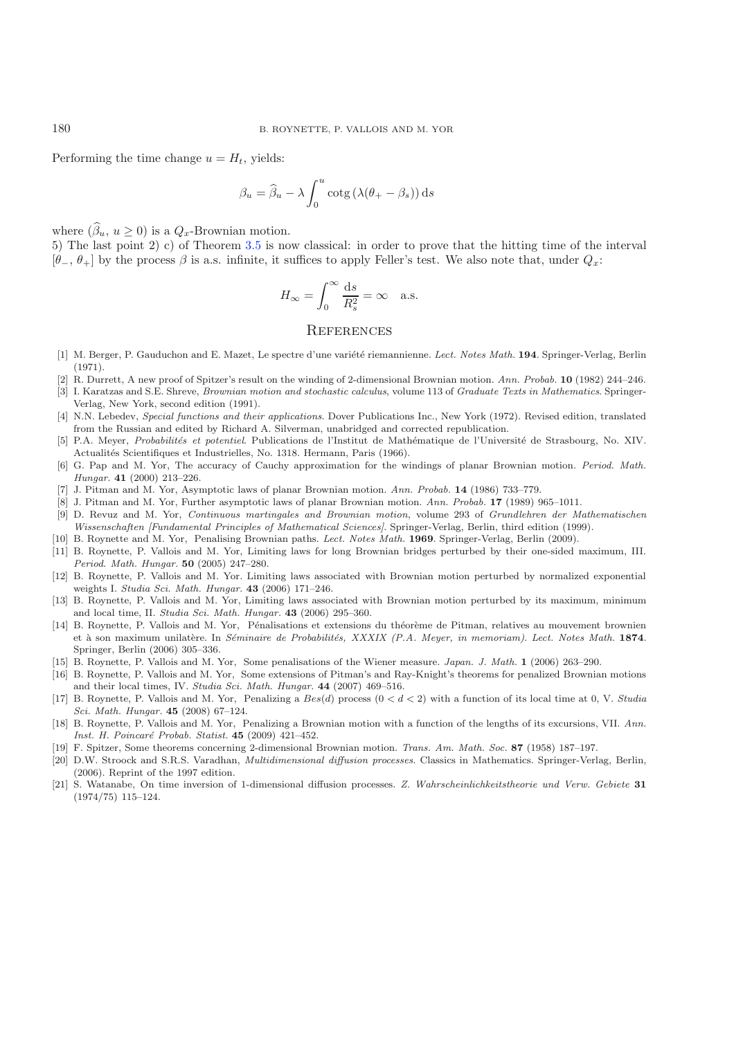Performing the time change $u = H_t$, yields:

$$\beta_u = \widehat{\beta}_u - \lambda \int_0^u \operatorname{cotg}\left(\lambda(\theta_+ - \beta_s)\right) \mathrm{d}s$$

where $(\widehat{\beta}_u,\, u \geq 0)$ is a $Q_x$-Brownian motion.

5) The last point 2) c) of Theorem 3.5 is now classical: in order to prove that the hitting time of the interval $[\theta_-, \theta_+]$ by the process $\beta$ is a.s. infinite, it suffices to apply Feller's test. We also note that, under $Q_x$:

$$H_\infty = \int_0^\infty \frac{\mathrm{d}s}{R_s^2} = \infty \quad \text{a.s.}$$

## References

[1] M. Berger, P. Gauduchon and E. Mazet, Le spectre d'une variété riemannienne. *Lect. Notes Math.* **194**. Springer-Verlag, Berlin (1971).

[2] R. Durrett, A new proof of Spitzer's result on the winding of 2-dimensional Brownian motion. *Ann. Probab.* **10** (1982) 244–246.

[3] I. Karatzas and S.E. Shreve, *Brownian motion and stochastic calculus*, volume 113 of *Graduate Texts in Mathematics*. Springer-Verlag, New York, second edition (1991).

[4] N.N. Lebedev, *Special functions and their applications*. Dover Publications Inc., New York (1972). Revised edition, translated from the Russian and edited by Richard A. Silverman, unabridged and corrected republication.

[5] P.A. Meyer, *Probabilités et potentiel*. Publications de l'Institut de Mathématique de l'Université de Strasbourg, No. XIV. Actualités Scientifiques et Industrielles, No. 1318. Hermann, Paris (1966).

[6] G. Pap and M. Yor, The accuracy of Cauchy approximation for the windings of planar Brownian motion. *Period. Math. Hungar.* **41** (2000) 213–226.

[7] J. Pitman and M. Yor, Asymptotic laws of planar Brownian motion. *Ann. Probab.* **14** (1986) 733–779.

[8] J. Pitman and M. Yor, Further asymptotic laws of planar Brownian motion. *Ann. Probab.* **17** (1989) 965–1011.

[9] D. Revuz and M. Yor, *Continuous martingales and Brownian motion*, volume 293 of *Grundlehren der Mathematischen Wissenschaften [Fundamental Principles of Mathematical Sciences]*. Springer-Verlag, Berlin, third edition (1999).

[10] B. Roynette and M. Yor, Penalising Brownian paths. *Lect. Notes Math.* **1969**. Springer-Verlag, Berlin (2009).

[11] B. Roynette, P. Vallois and M. Yor, Limiting laws for long Brownian bridges perturbed by their one-sided maximum, III. *Period. Math. Hungar.* **50** (2005) 247–280.

[12] B. Roynette, P. Vallois and M. Yor. Limiting laws associated with Brownian motion perturbed by normalized exponential weights I. *Studia Sci. Math. Hungar.* **43** (2006) 171–246.

[13] B. Roynette, P. Vallois and M. Yor, Limiting laws associated with Brownian motion perturbed by its maximum, minimum and local time, II. *Studia Sci. Math. Hungar.* **43** (2006) 295–360.

[14] B. Roynette, P. Vallois and M. Yor, Pénalisations et extensions du théorème de Pitman, relatives au mouvement brownien et à son maximum unilatère. In *Séminaire de Probabilités, XXXIX (P.A. Meyer, in memoriam)*. *Lect. Notes Math.* **1874**. Springer, Berlin (2006) 305–336.

[15] B. Roynette, P. Vallois and M. Yor, Some penalisations of the Wiener measure. *Japan. J. Math.* **1** (2006) 263–290.

[16] B. Roynette, P. Vallois and M. Yor, Some extensions of Pitman's and Ray-Knight's theorems for penalized Brownian motions and their local times, IV. *Studia Sci. Math. Hungar.* **44** (2007) 469–516.

[17] B. Roynette, P. Vallois and M. Yor, Penalizing a $Bes(d)$ process $(0 < d < 2)$ with a function of its local time at 0, V. *Studia Sci. Math. Hungar.* **45** (2008) 67–124.

[18] B. Roynette, P. Vallois and M. Yor, Penalizing a Brownian motion with a function of the lengths of its excursions, VII. *Ann. Inst. H. Poincaré Probab. Statist.* **45** (2009) 421–452.

[19] F. Spitzer, Some theorems concerning 2-dimensional Brownian motion. *Trans. Am. Math. Soc.* **87** (1958) 187–197.

[20] D.W. Stroock and S.R.S. Varadhan, *Multidimensional diffusion processes*. Classics in Mathematics. Springer-Verlag, Berlin, (2006). Reprint of the 1997 edition.

[21] S. Watanabe, On time inversion of 1-dimensional diffusion processes. *Z. Wahrscheinlichkeitstheorie und Verw. Gebiete* **31** (1974/75) 115–124.